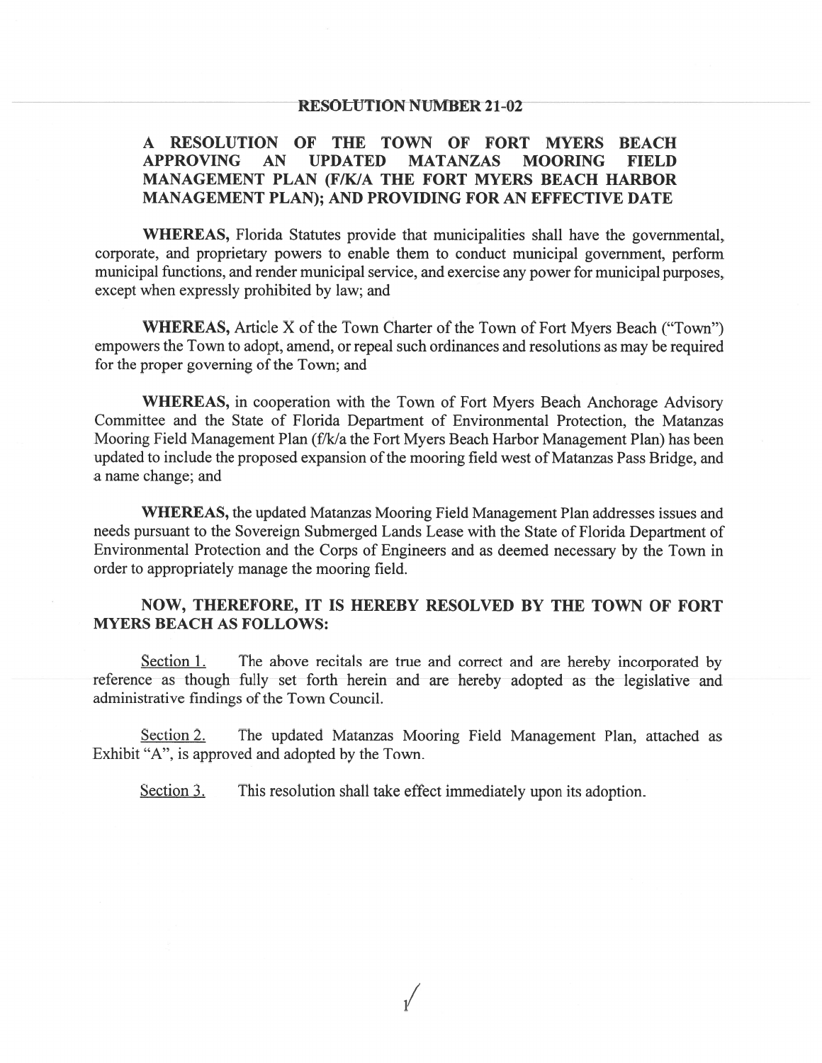# RESOLUTION NUMBER 21-02

## A RESOLUTION OF THE TOWN OF FORT MYERS BEACH APPROVING AN UPDATED MATANZAS MOORING FIELD MANAGEMENT PLAN (F/K/A THE FORT MYERS BEACH HARBOR MANAGEMENT PLAN); AND PROVIDING FOR AN EFFECTIVE DATE

**WHEREAS,** Florida Statutes provide that municipalities shall have the governmental, corporate, and proprietary powers to enable them to conduct municipal government, perform municipal functions, and render municipal service, and exercise any power for municipal purposes, except when expressly prohibited by law; and

**WHEREAS,** Article X of the Town Charter of the Town of Fort Myers Beach ("Town") empowers the Town to adopt, amend, or repeal such ordinances and resolutions as may be required for the proper governing of the Town; and

**WHEREAS,** in cooperation with the Town of Fort Myers Beach Anchorage Advisory Committee and the State of Florida Department of Environmental Protection, the Matanzas Mooring Field Management Plan (f/k/a the Fort Myers Beach Harbor Management Plan) has been updated to include the proposed expansion of the mooring field west of Matanzas Pass Bridge, and a name change; and

**WHEREAS,** the updated Matanzas Mooring Field Management Plan addresses issues and needs pursuant to the Sovereign Submerged Lands Lease with the State of Florida Department of Environmental Protection and the Corps of Engineers and as deemed necessary by the Town in order to appropriately manage the mooring field.

**NOW, THEREFORE, IT IS HEREBY RESOLVED BY THE TOWN OF FORT MYERS BEACH AS FOLLOWS:**

Section 1. The above recitals are true and correct and are hereby incorporated by reference as though fully set forth herein and are hereby adopted as the legislative and administrative findings of the Town Council.

Section 2. The updated Matanzas Mooring Field Management Plan, attached as Exhibit "A", is approved and adopted by the Town.

Section 3. This resolution shall take effect immediately upon its adoption.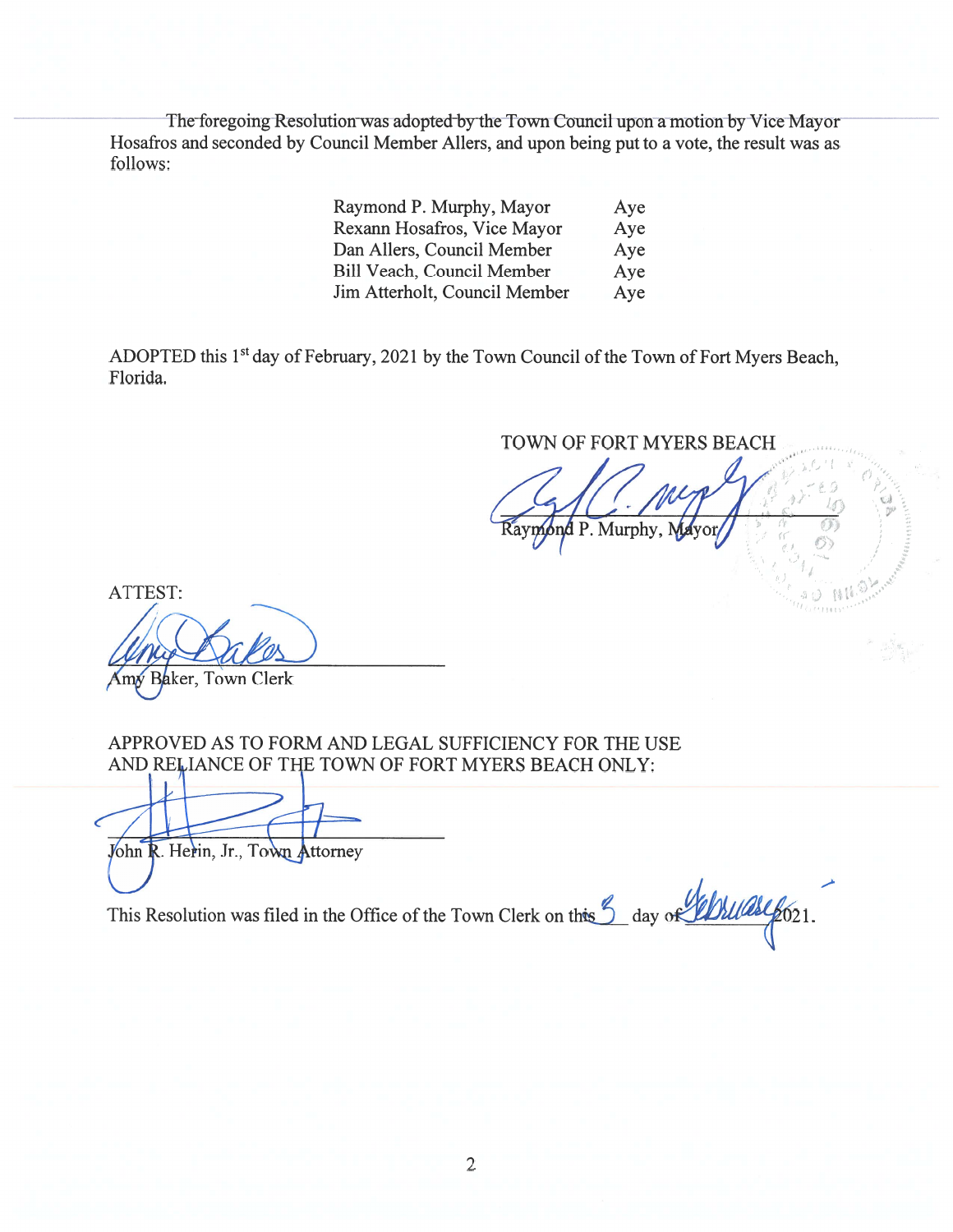The foregoing Resolution was adopted by the Town Council upon a motion by Vice Mayor Hosafros and seconded by Council Member Allers, and upon being put to a vote, the result was as follows:

| | |
|---|---|
| Raymond P. Murphy, Mayor | Aye |
| Rexann Hosafros, Vice Mayor | Aye |
| Dan Allers, Council Member | Aye |
| Bill Veach, Council Member | Aye |
| Jim Atterholt, Council Member | Aye |

ADOPTED this 1st day of February, 2021 by the Town Council of the Town of Fort Myers Beach, Florida.

TOWN OF FORT MYERS BEACH

Raymond P. Murphy, Mayor

ATTEST:

Amy Baker, Town Clerk

APPROVED AS TO FORM AND LEGAL SUFFICIENCY FOR THE USE AND RELIANCE OF THE TOWN OF FORT MYERS BEACH ONLY:

John R. Herin, Jr., Town Attorney

This Resolution was filed in the Office of the Town Clerk on this 3 day of February 2021.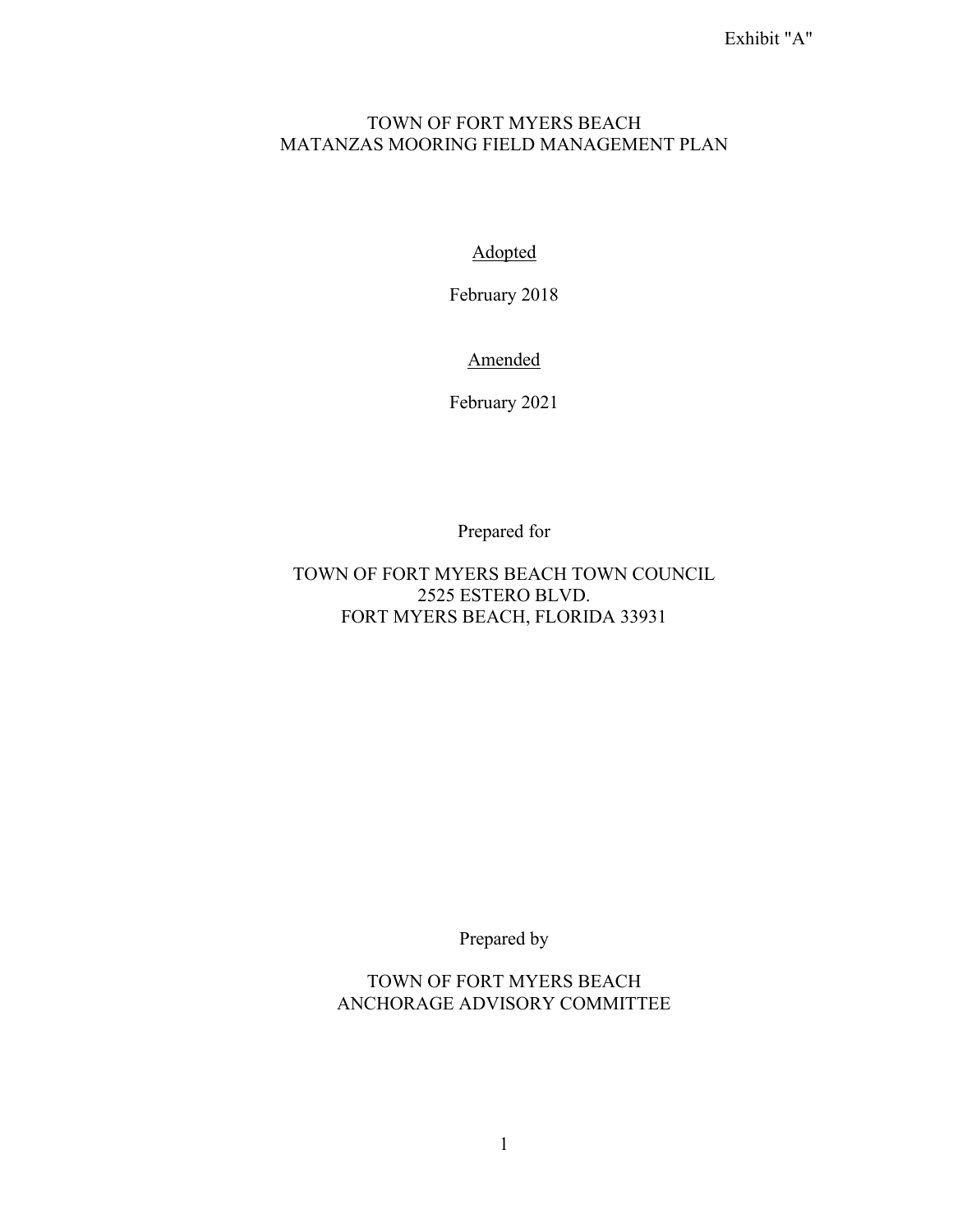Exhibit "A"

# TOWN OF FORT MYERS BEACH
# MATANZAS MOORING FIELD MANAGEMENT PLAN

Adopted

February 2018

Amended

February 2021

Prepared for

TOWN OF FORT MYERS BEACH TOWN COUNCIL
2525 ESTERO BLVD.
FORT MYERS BEACH, FLORIDA 33931

Prepared by

TOWN OF FORT MYERS BEACH
ANCHORAGE ADVISORY COMMITTEE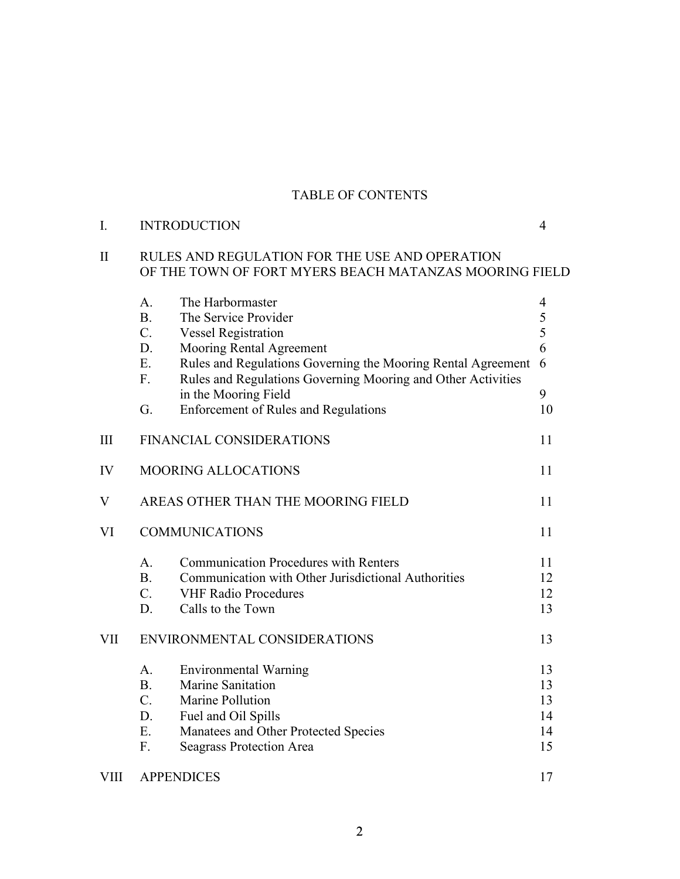# TABLE OF CONTENTS

| | | | |
|---|---|---|---|
| I. | INTRODUCTION | | 4 |
| II | RULES AND REGULATION FOR THE USE AND OPERATION OF THE TOWN OF FORT MYERS BEACH MATANZAS MOORING FIELD | | |
| | A. | The Harbormaster | 4 |
| | B. | The Service Provider | 5 |
| | C. | Vessel Registration | 5 |
| | D. | Mooring Rental Agreement | 6 |
| | E. | Rules and Regulations Governing the Mooring Rental Agreement | 6 |
| | F. | Rules and Regulations Governing Mooring and Other Activities in the Mooring Field | 9 |
| | G. | Enforcement of Rules and Regulations | 10 |
| III | FINANCIAL CONSIDERATIONS | | 11 |
| IV | MOORING ALLOCATIONS | | 11 |
| V | AREAS OTHER THAN THE MOORING FIELD | | 11 |
| VI | COMMUNICATIONS | | 11 |
| | A. | Communication Procedures with Renters | 11 |
| | B. | Communication with Other Jurisdictional Authorities | 12 |
| | C. | VHF Radio Procedures | 12 |
| | D. | Calls to the Town | 13 |
| VII | ENVIRONMENTAL CONSIDERATIONS | | 13 |
| | A. | Environmental Warning | 13 |
| | B. | Marine Sanitation | 13 |
| | C. | Marine Pollution | 13 |
| | D. | Fuel and Oil Spills | 14 |
| | E. | Manatees and Other Protected Species | 14 |
| | F. | Seagrass Protection Area | 15 |
| VIII | APPENDICES | | 17 |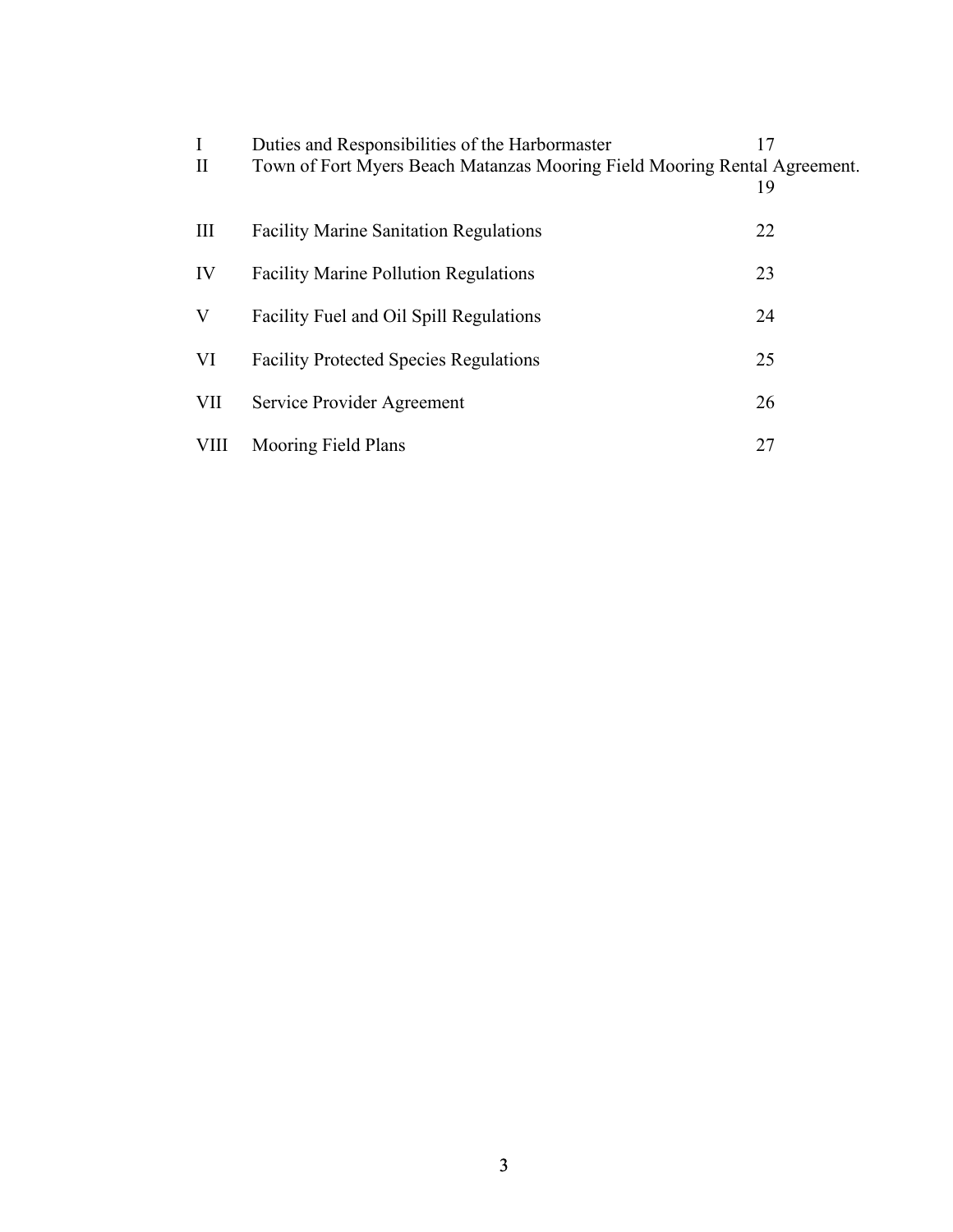| | | |
|---|---|---|
| I | Duties and Responsibilities of the Harbormaster | 17 |
| II | Town of Fort Myers Beach Matanzas Mooring Field Mooring Rental Agreement. | 19 |
| III | Facility Marine Sanitation Regulations | 22 |
| IV | Facility Marine Pollution Regulations | 23 |
| V | Facility Fuel and Oil Spill Regulations | 24 |
| VI | Facility Protected Species Regulations | 25 |
| VII | Service Provider Agreement | 26 |
| VIII | Mooring Field Plans | 27 |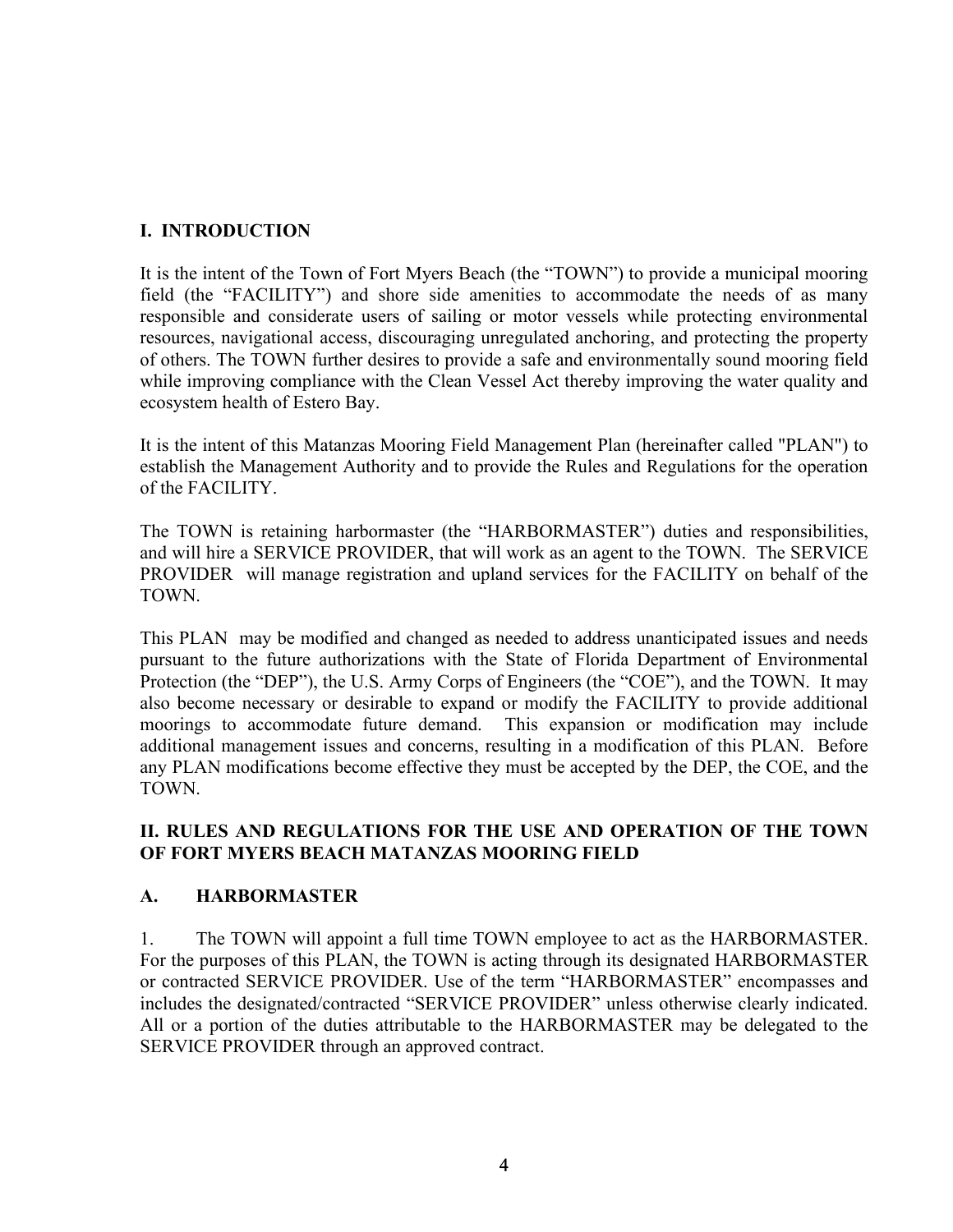## I. INTRODUCTION

It is the intent of the Town of Fort Myers Beach (the "TOWN") to provide a municipal mooring field (the "FACILITY") and shore side amenities to accommodate the needs of as many responsible and considerate users of sailing or motor vessels while protecting environmental resources, navigational access, discouraging unregulated anchoring, and protecting the property of others. The TOWN further desires to provide a safe and environmentally sound mooring field while improving compliance with the Clean Vessel Act thereby improving the water quality and ecosystem health of Estero Bay.

It is the intent of this Matanzas Mooring Field Management Plan (hereinafter called "PLAN") to establish the Management Authority and to provide the Rules and Regulations for the operation of the FACILITY.

The TOWN is retaining harbormaster (the "HARBORMASTER") duties and responsibilities, and will hire a SERVICE PROVIDER, that will work as an agent to the TOWN. The SERVICE PROVIDER will manage registration and upland services for the FACILITY on behalf of the TOWN.

This PLAN may be modified and changed as needed to address unanticipated issues and needs pursuant to the future authorizations with the State of Florida Department of Environmental Protection (the "DEP"), the U.S. Army Corps of Engineers (the "COE"), and the TOWN. It may also become necessary or desirable to expand or modify the FACILITY to provide additional moorings to accommodate future demand. This expansion or modification may include additional management issues and concerns, resulting in a modification of this PLAN. Before any PLAN modifications become effective they must be accepted by the DEP, the COE, and the TOWN.

## II. RULES AND REGULATIONS FOR THE USE AND OPERATION OF THE TOWN OF FORT MYERS BEACH MATANZAS MOORING FIELD

### A. HARBORMASTER

1. The TOWN will appoint a full time TOWN employee to act as the HARBORMASTER. For the purposes of this PLAN, the TOWN is acting through its designated HARBORMASTER or contracted SERVICE PROVIDER. Use of the term "HARBORMASTER" encompasses and includes the designated/contracted "SERVICE PROVIDER" unless otherwise clearly indicated. All or a portion of the duties attributable to the HARBORMASTER may be delegated to the SERVICE PROVIDER through an approved contract.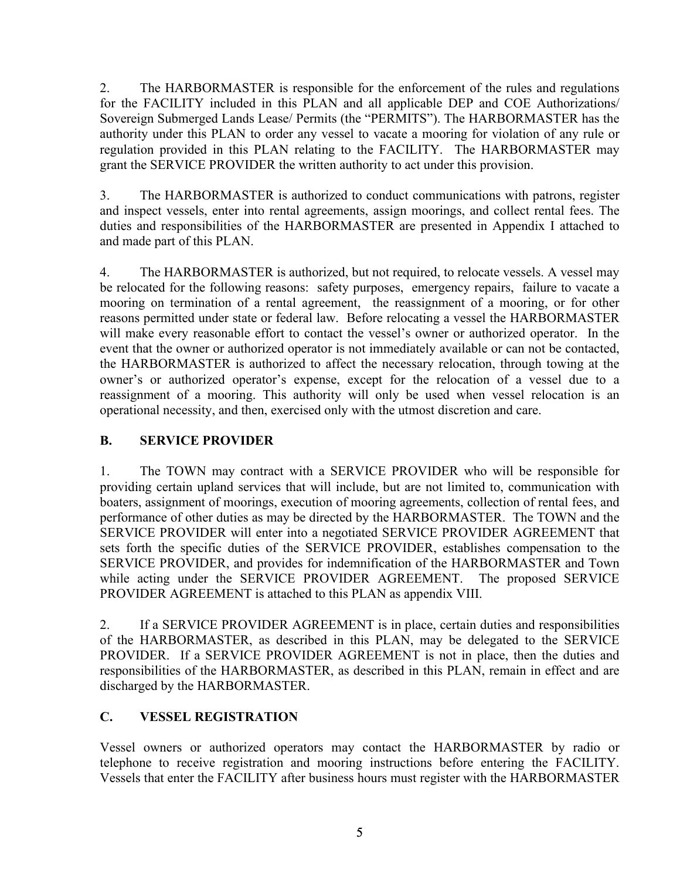2. The HARBORMASTER is responsible for the enforcement of the rules and regulations for the FACILITY included in this PLAN and all applicable DEP and COE Authorizations/ Sovereign Submerged Lands Lease/ Permits (the "PERMITS"). The HARBORMASTER has the authority under this PLAN to order any vessel to vacate a mooring for violation of any rule or regulation provided in this PLAN relating to the FACILITY. The HARBORMASTER may grant the SERVICE PROVIDER the written authority to act under this provision.

3. The HARBORMASTER is authorized to conduct communications with patrons, register and inspect vessels, enter into rental agreements, assign moorings, and collect rental fees. The duties and responsibilities of the HARBORMASTER are presented in Appendix I attached to and made part of this PLAN.

4. The HARBORMASTER is authorized, but not required, to relocate vessels. A vessel may be relocated for the following reasons: safety purposes, emergency repairs, failure to vacate a mooring on termination of a rental agreement, the reassignment of a mooring, or for other reasons permitted under state or federal law. Before relocating a vessel the HARBORMASTER will make every reasonable effort to contact the vessel's owner or authorized operator. In the event that the owner or authorized operator is not immediately available or can not be contacted, the HARBORMASTER is authorized to affect the necessary relocation, through towing at the owner's or authorized operator's expense, except for the relocation of a vessel due to a reassignment of a mooring. This authority will only be used when vessel relocation is an operational necessity, and then, exercised only with the utmost discretion and care.

## B. SERVICE PROVIDER

1. The TOWN may contract with a SERVICE PROVIDER who will be responsible for providing certain upland services that will include, but are not limited to, communication with boaters, assignment of moorings, execution of mooring agreements, collection of rental fees, and performance of other duties as may be directed by the HARBORMASTER. The TOWN and the SERVICE PROVIDER will enter into a negotiated SERVICE PROVIDER AGREEMENT that sets forth the specific duties of the SERVICE PROVIDER, establishes compensation to the SERVICE PROVIDER, and provides for indemnification of the HARBORMASTER and Town while acting under the SERVICE PROVIDER AGREEMENT. The proposed SERVICE PROVIDER AGREEMENT is attached to this PLAN as appendix VIII.

2. If a SERVICE PROVIDER AGREEMENT is in place, certain duties and responsibilities of the HARBORMASTER, as described in this PLAN, may be delegated to the SERVICE PROVIDER. If a SERVICE PROVIDER AGREEMENT is not in place, then the duties and responsibilities of the HARBORMASTER, as described in this PLAN, remain in effect and are discharged by the HARBORMASTER.

## C. VESSEL REGISTRATION

Vessel owners or authorized operators may contact the HARBORMASTER by radio or telephone to receive registration and mooring instructions before entering the FACILITY. Vessels that enter the FACILITY after business hours must register with the HARBORMASTER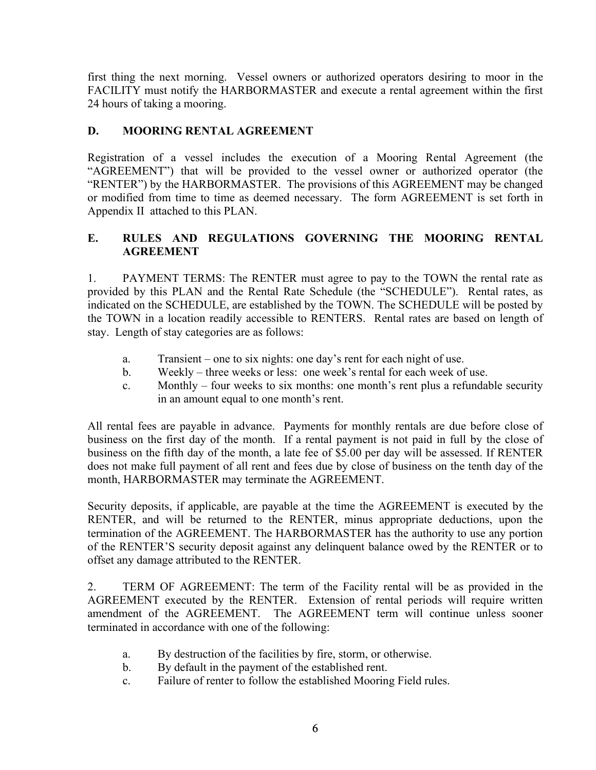first thing the next morning. Vessel owners or authorized operators desiring to moor in the FACILITY must notify the HARBORMASTER and execute a rental agreement within the first 24 hours of taking a mooring.

### D. MOORING RENTAL AGREEMENT

Registration of a vessel includes the execution of a Mooring Rental Agreement (the "AGREEMENT") that will be provided to the vessel owner or authorized operator (the "RENTER") by the HARBORMASTER. The provisions of this AGREEMENT may be changed or modified from time to time as deemed necessary. The form AGREEMENT is set forth in Appendix II attached to this PLAN.

### E. RULES AND REGULATIONS GOVERNING THE MOORING RENTAL AGREEMENT

1. PAYMENT TERMS: The RENTER must agree to pay to the TOWN the rental rate as provided by this PLAN and the Rental Rate Schedule (the "SCHEDULE"). Rental rates, as indicated on the SCHEDULE, are established by the TOWN. The SCHEDULE will be posted by the TOWN in a location readily accessible to RENTERS. Rental rates are based on length of stay. Length of stay categories are as follows:

   a. Transient – one to six nights: one day's rent for each night of use.
   b. Weekly – three weeks or less: one week's rental for each week of use.
   c. Monthly – four weeks to six months: one month's rent plus a refundable security in an amount equal to one month's rent.

All rental fees are payable in advance. Payments for monthly rentals are due before close of business on the first day of the month. If a rental payment is not paid in full by the close of business on the fifth day of the month, a late fee of $5.00 per day will be assessed. If RENTER does not make full payment of all rent and fees due by close of business on the tenth day of the month, HARBORMASTER may terminate the AGREEMENT.

Security deposits, if applicable, are payable at the time the AGREEMENT is executed by the RENTER, and will be returned to the RENTER, minus appropriate deductions, upon the termination of the AGREEMENT. The HARBORMASTER has the authority to use any portion of the RENTER'S security deposit against any delinquent balance owed by the RENTER or to offset any damage attributed to the RENTER.

2. TERM OF AGREEMENT: The term of the Facility rental will be as provided in the AGREEMENT executed by the RENTER. Extension of rental periods will require written amendment of the AGREEMENT. The AGREEMENT term will continue unless sooner terminated in accordance with one of the following:

   a. By destruction of the facilities by fire, storm, or otherwise.
   b. By default in the payment of the established rent.
   c. Failure of renter to follow the established Mooring Field rules.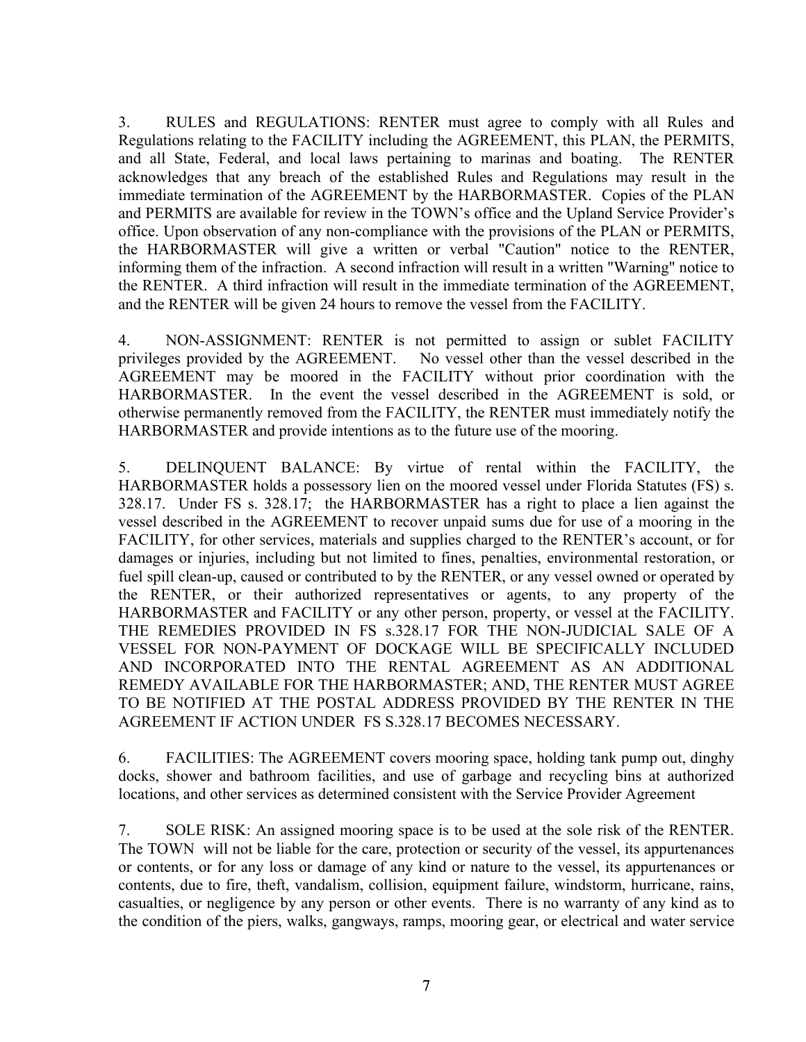3. RULES and REGULATIONS: RENTER must agree to comply with all Rules and Regulations relating to the FACILITY including the AGREEMENT, this PLAN, the PERMITS, and all State, Federal, and local laws pertaining to marinas and boating. The RENTER acknowledges that any breach of the established Rules and Regulations may result in the immediate termination of the AGREEMENT by the HARBORMASTER. Copies of the PLAN and PERMITS are available for review in the TOWN's office and the Upland Service Provider's office. Upon observation of any non-compliance with the provisions of the PLAN or PERMITS, the HARBORMASTER will give a written or verbal "Caution" notice to the RENTER, informing them of the infraction. A second infraction will result in a written "Warning" notice to the RENTER. A third infraction will result in the immediate termination of the AGREEMENT, and the RENTER will be given 24 hours to remove the vessel from the FACILITY.

4. NON-ASSIGNMENT: RENTER is not permitted to assign or sublet FACILITY privileges provided by the AGREEMENT. No vessel other than the vessel described in the AGREEMENT may be moored in the FACILITY without prior coordination with the HARBORMASTER. In the event the vessel described in the AGREEMENT is sold, or otherwise permanently removed from the FACILITY, the RENTER must immediately notify the HARBORMASTER and provide intentions as to the future use of the mooring.

5. DELINQUENT BALANCE: By virtue of rental within the FACILITY, the HARBORMASTER holds a possessory lien on the moored vessel under Florida Statutes (FS) s. 328.17. Under FS s. 328.17; the HARBORMASTER has a right to place a lien against the vessel described in the AGREEMENT to recover unpaid sums due for use of a mooring in the FACILITY, for other services, materials and supplies charged to the RENTER's account, or for damages or injuries, including but not limited to fines, penalties, environmental restoration, or fuel spill clean-up, caused or contributed to by the RENTER, or any vessel owned or operated by the RENTER, or their authorized representatives or agents, to any property of the HARBORMASTER and FACILITY or any other person, property, or vessel at the FACILITY. THE REMEDIES PROVIDED IN FS s.328.17 FOR THE NON-JUDICIAL SALE OF A VESSEL FOR NON-PAYMENT OF DOCKAGE WILL BE SPECIFICALLY INCLUDED AND INCORPORATED INTO THE RENTAL AGREEMENT AS AN ADDITIONAL REMEDY AVAILABLE FOR THE HARBORMASTER; AND, THE RENTER MUST AGREE TO BE NOTIFIED AT THE POSTAL ADDRESS PROVIDED BY THE RENTER IN THE AGREEMENT IF ACTION UNDER FS S.328.17 BECOMES NECESSARY.

6. FACILITIES: The AGREEMENT covers mooring space, holding tank pump out, dinghy docks, shower and bathroom facilities, and use of garbage and recycling bins at authorized locations, and other services as determined consistent with the Service Provider Agreement

7. SOLE RISK: An assigned mooring space is to be used at the sole risk of the RENTER. The TOWN will not be liable for the care, protection or security of the vessel, its appurtenances or contents, or for any loss or damage of any kind or nature to the vessel, its appurtenances or contents, due to fire, theft, vandalism, collision, equipment failure, windstorm, hurricane, rains, casualties, or negligence by any person or other events. There is no warranty of any kind as to the condition of the piers, walks, gangways, ramps, mooring gear, or electrical and water service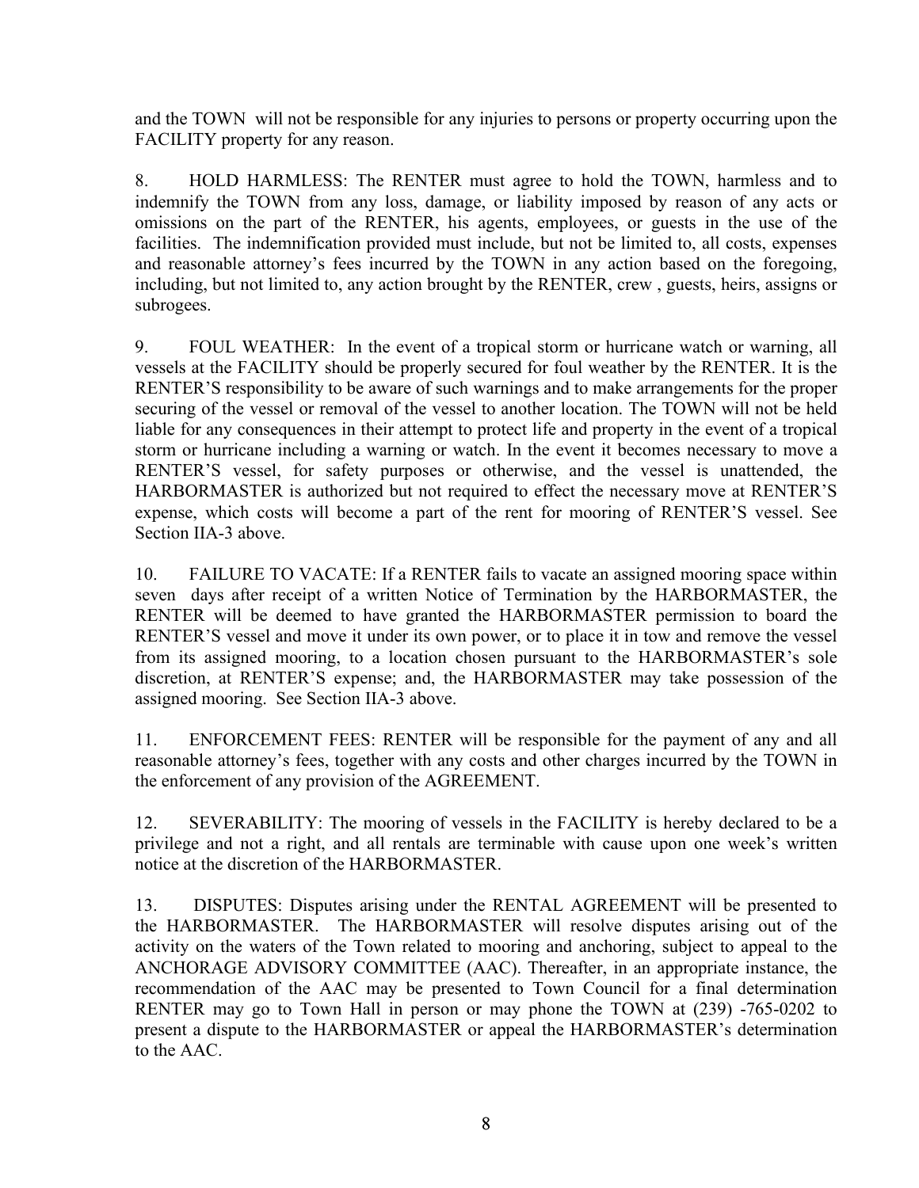and the TOWN will not be responsible for any injuries to persons or property occurring upon the FACILITY property for any reason.

8. HOLD HARMLESS: The RENTER must agree to hold the TOWN, harmless and to indemnify the TOWN from any loss, damage, or liability imposed by reason of any acts or omissions on the part of the RENTER, his agents, employees, or guests in the use of the facilities. The indemnification provided must include, but not be limited to, all costs, expenses and reasonable attorney's fees incurred by the TOWN in any action based on the foregoing, including, but not limited to, any action brought by the RENTER, crew , guests, heirs, assigns or subrogees.

9. FOUL WEATHER: In the event of a tropical storm or hurricane watch or warning, all vessels at the FACILITY should be properly secured for foul weather by the RENTER. It is the RENTER'S responsibility to be aware of such warnings and to make arrangements for the proper securing of the vessel or removal of the vessel to another location. The TOWN will not be held liable for any consequences in their attempt to protect life and property in the event of a tropical storm or hurricane including a warning or watch. In the event it becomes necessary to move a RENTER'S vessel, for safety purposes or otherwise, and the vessel is unattended, the HARBORMASTER is authorized but not required to effect the necessary move at RENTER'S expense, which costs will become a part of the rent for mooring of RENTER'S vessel. See Section IIA-3 above.

10. FAILURE TO VACATE: If a RENTER fails to vacate an assigned mooring space within seven days after receipt of a written Notice of Termination by the HARBORMASTER, the RENTER will be deemed to have granted the HARBORMASTER permission to board the RENTER'S vessel and move it under its own power, or to place it in tow and remove the vessel from its assigned mooring, to a location chosen pursuant to the HARBORMASTER's sole discretion, at RENTER'S expense; and, the HARBORMASTER may take possession of the assigned mooring. See Section IIA-3 above.

11. ENFORCEMENT FEES: RENTER will be responsible for the payment of any and all reasonable attorney's fees, together with any costs and other charges incurred by the TOWN in the enforcement of any provision of the AGREEMENT.

12. SEVERABILITY: The mooring of vessels in the FACILITY is hereby declared to be a privilege and not a right, and all rentals are terminable with cause upon one week's written notice at the discretion of the HARBORMASTER.

13. DISPUTES: Disputes arising under the RENTAL AGREEMENT will be presented to the HARBORMASTER. The HARBORMASTER will resolve disputes arising out of the activity on the waters of the Town related to mooring and anchoring, subject to appeal to the ANCHORAGE ADVISORY COMMITTEE (AAC). Thereafter, in an appropriate instance, the recommendation of the AAC may be presented to Town Council for a final determination RENTER may go to Town Hall in person or may phone the TOWN at (239) -765-0202 to present a dispute to the HARBORMASTER or appeal the HARBORMASTER's determination to the AAC.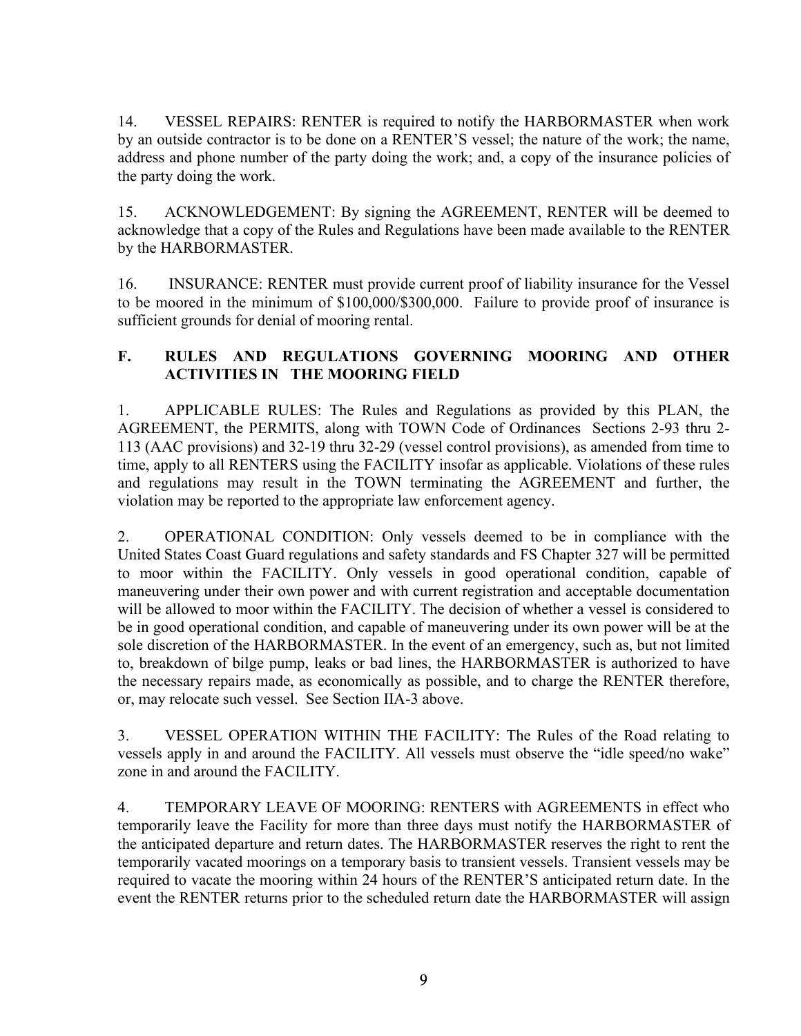14. VESSEL REPAIRS: RENTER is required to notify the HARBORMASTER when work by an outside contractor is to be done on a RENTER'S vessel; the nature of the work; the name, address and phone number of the party doing the work; and, a copy of the insurance policies of the party doing the work.

15. ACKNOWLEDGEMENT: By signing the AGREEMENT, RENTER will be deemed to acknowledge that a copy of the Rules and Regulations have been made available to the RENTER by the HARBORMASTER.

16. INSURANCE: RENTER must provide current proof of liability insurance for the Vessel to be moored in the minimum of $100,000/$300,000. Failure to provide proof of insurance is sufficient grounds for denial of mooring rental.

## F. RULES AND REGULATIONS GOVERNING MOORING AND OTHER ACTIVITIES IN THE MOORING FIELD

1. APPLICABLE RULES: The Rules and Regulations as provided by this PLAN, the AGREEMENT, the PERMITS, along with TOWN Code of Ordinances Sections 2-93 thru 2-113 (AAC provisions) and 32-19 thru 32-29 (vessel control provisions), as amended from time to time, apply to all RENTERS using the FACILITY insofar as applicable. Violations of these rules and regulations may result in the TOWN terminating the AGREEMENT and further, the violation may be reported to the appropriate law enforcement agency.

2. OPERATIONAL CONDITION: Only vessels deemed to be in compliance with the United States Coast Guard regulations and safety standards and FS Chapter 327 will be permitted to moor within the FACILITY. Only vessels in good operational condition, capable of maneuvering under their own power and with current registration and acceptable documentation will be allowed to moor within the FACILITY. The decision of whether a vessel is considered to be in good operational condition, and capable of maneuvering under its own power will be at the sole discretion of the HARBORMASTER. In the event of an emergency, such as, but not limited to, breakdown of bilge pump, leaks or bad lines, the HARBORMASTER is authorized to have the necessary repairs made, as economically as possible, and to charge the RENTER therefore, or, may relocate such vessel. See Section IIA-3 above.

3. VESSEL OPERATION WITHIN THE FACILITY: The Rules of the Road relating to vessels apply in and around the FACILITY. All vessels must observe the "idle speed/no wake" zone in and around the FACILITY.

4. TEMPORARY LEAVE OF MOORING: RENTERS with AGREEMENTS in effect who temporarily leave the Facility for more than three days must notify the HARBORMASTER of the anticipated departure and return dates. The HARBORMASTER reserves the right to rent the temporarily vacated moorings on a temporary basis to transient vessels. Transient vessels may be required to vacate the mooring within 24 hours of the RENTER'S anticipated return date. In the event the RENTER returns prior to the scheduled return date the HARBORMASTER will assign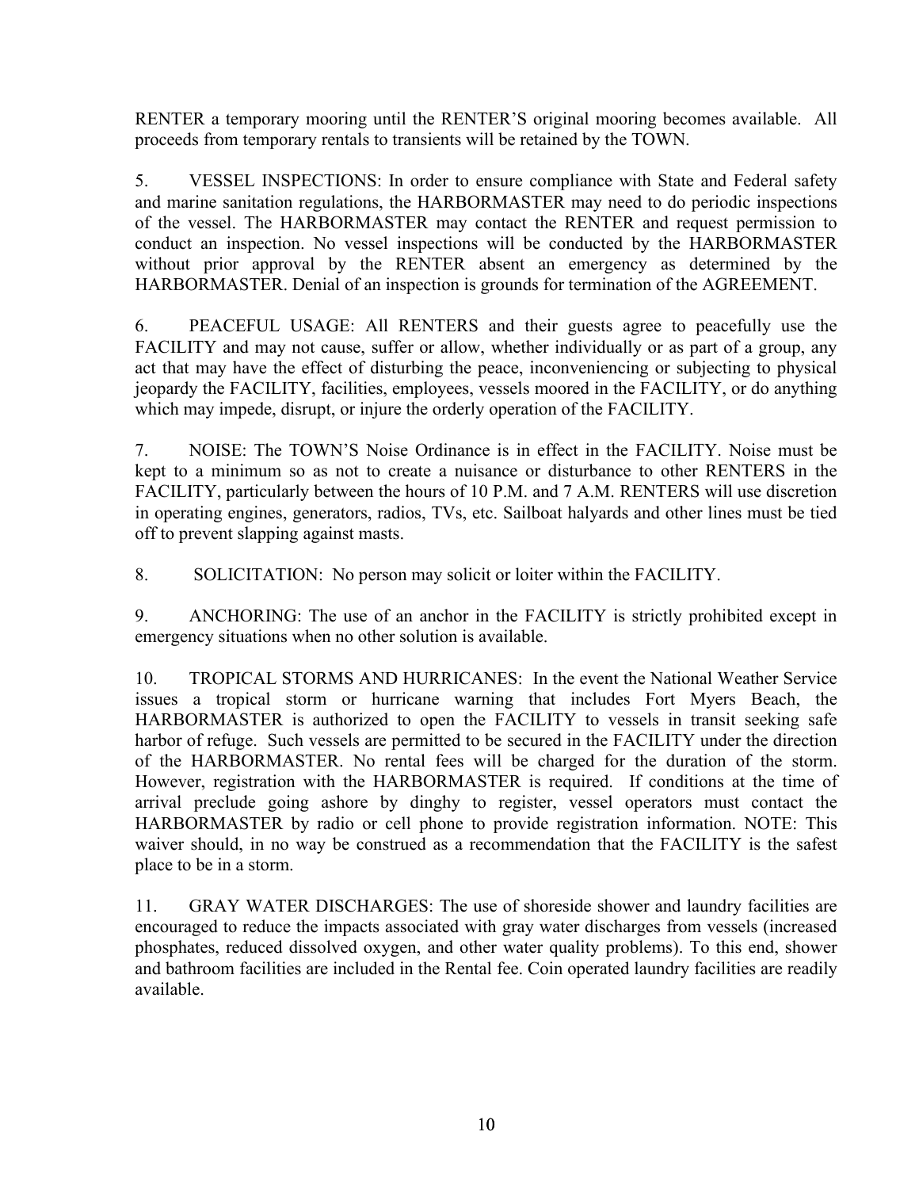RENTER a temporary mooring until the RENTER'S original mooring becomes available. All proceeds from temporary rentals to transients will be retained by the TOWN.

5. VESSEL INSPECTIONS: In order to ensure compliance with State and Federal safety and marine sanitation regulations, the HARBORMASTER may need to do periodic inspections of the vessel. The HARBORMASTER may contact the RENTER and request permission to conduct an inspection. No vessel inspections will be conducted by the HARBORMASTER without prior approval by the RENTER absent an emergency as determined by the HARBORMASTER. Denial of an inspection is grounds for termination of the AGREEMENT.

6. PEACEFUL USAGE: All RENTERS and their guests agree to peacefully use the FACILITY and may not cause, suffer or allow, whether individually or as part of a group, any act that may have the effect of disturbing the peace, inconveniencing or subjecting to physical jeopardy the FACILITY, facilities, employees, vessels moored in the FACILITY, or do anything which may impede, disrupt, or injure the orderly operation of the FACILITY.

7. NOISE: The TOWN'S Noise Ordinance is in effect in the FACILITY. Noise must be kept to a minimum so as not to create a nuisance or disturbance to other RENTERS in the FACILITY, particularly between the hours of 10 P.M. and 7 A.M. RENTERS will use discretion in operating engines, generators, radios, TVs, etc. Sailboat halyards and other lines must be tied off to prevent slapping against masts.

8. SOLICITATION: No person may solicit or loiter within the FACILITY.

9. ANCHORING: The use of an anchor in the FACILITY is strictly prohibited except in emergency situations when no other solution is available.

10. TROPICAL STORMS AND HURRICANES: In the event the National Weather Service issues a tropical storm or hurricane warning that includes Fort Myers Beach, the HARBORMASTER is authorized to open the FACILITY to vessels in transit seeking safe harbor of refuge. Such vessels are permitted to be secured in the FACILITY under the direction of the HARBORMASTER. No rental fees will be charged for the duration of the storm. However, registration with the HARBORMASTER is required. If conditions at the time of arrival preclude going ashore by dinghy to register, vessel operators must contact the HARBORMASTER by radio or cell phone to provide registration information. NOTE: This waiver should, in no way be construed as a recommendation that the FACILITY is the safest place to be in a storm.

11. GRAY WATER DISCHARGES: The use of shoreside shower and laundry facilities are encouraged to reduce the impacts associated with gray water discharges from vessels (increased phosphates, reduced dissolved oxygen, and other water quality problems). To this end, shower and bathroom facilities are included in the Rental fee. Coin operated laundry facilities are readily available.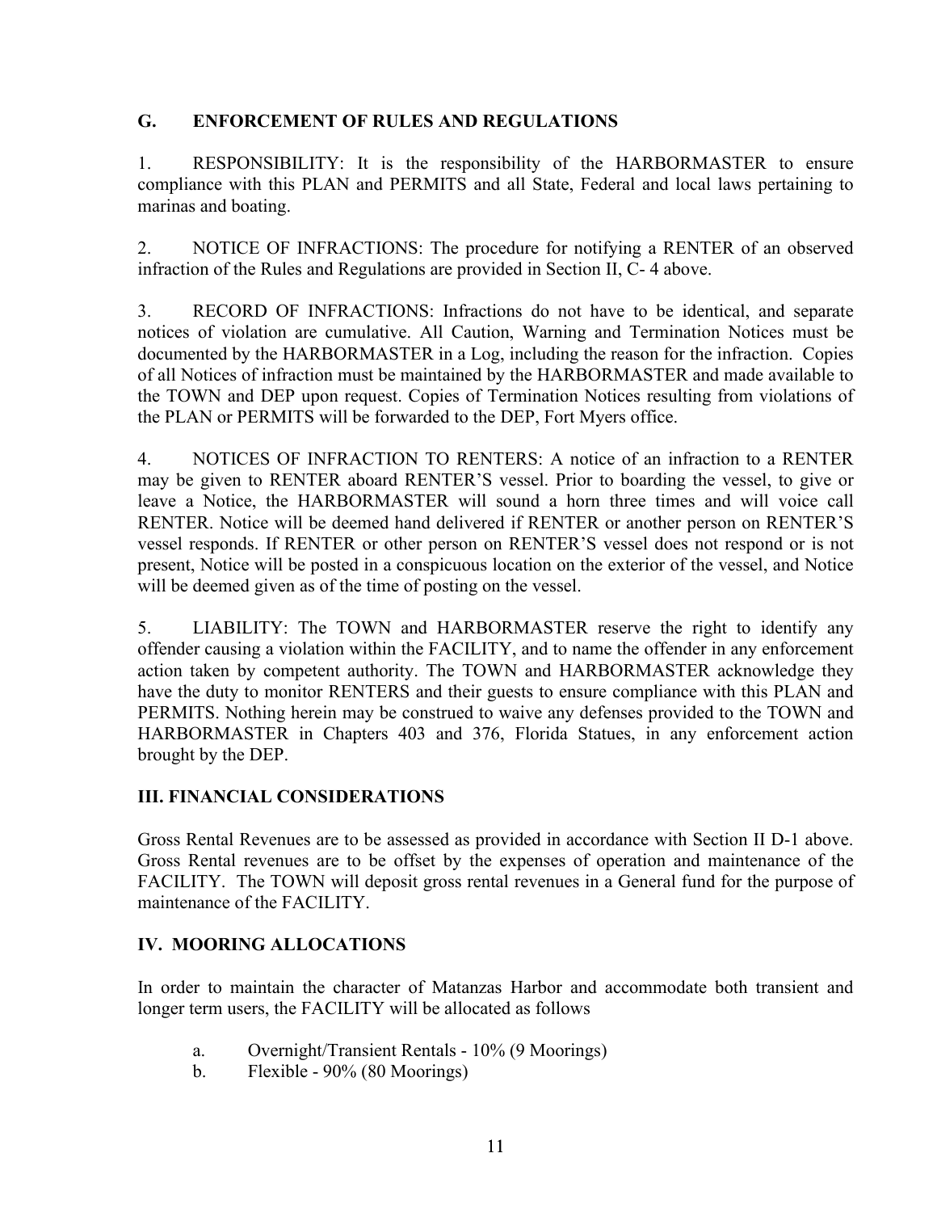### G. ENFORCEMENT OF RULES AND REGULATIONS

1. RESPONSIBILITY: It is the responsibility of the HARBORMASTER to ensure compliance with this PLAN and PERMITS and all State, Federal and local laws pertaining to marinas and boating.

2. NOTICE OF INFRACTIONS: The procedure for notifying a RENTER of an observed infraction of the Rules and Regulations are provided in Section II, C- 4 above.

3. RECORD OF INFRACTIONS: Infractions do not have to be identical, and separate notices of violation are cumulative. All Caution, Warning and Termination Notices must be documented by the HARBORMASTER in a Log, including the reason for the infraction. Copies of all Notices of infraction must be maintained by the HARBORMASTER and made available to the TOWN and DEP upon request. Copies of Termination Notices resulting from violations of the PLAN or PERMITS will be forwarded to the DEP, Fort Myers office.

4. NOTICES OF INFRACTION TO RENTERS: A notice of an infraction to a RENTER may be given to RENTER aboard RENTER'S vessel. Prior to boarding the vessel, to give or leave a Notice, the HARBORMASTER will sound a horn three times and will voice call RENTER. Notice will be deemed hand delivered if RENTER or another person on RENTER'S vessel responds. If RENTER or other person on RENTER'S vessel does not respond or is not present, Notice will be posted in a conspicuous location on the exterior of the vessel, and Notice will be deemed given as of the time of posting on the vessel.

5. LIABILITY: The TOWN and HARBORMASTER reserve the right to identify any offender causing a violation within the FACILITY, and to name the offender in any enforcement action taken by competent authority. The TOWN and HARBORMASTER acknowledge they have the duty to monitor RENTERS and their guests to ensure compliance with this PLAN and PERMITS. Nothing herein may be construed to waive any defenses provided to the TOWN and HARBORMASTER in Chapters 403 and 376, Florida Statues, in any enforcement action brought by the DEP.

## III. FINANCIAL CONSIDERATIONS

Gross Rental Revenues are to be assessed as provided in accordance with Section II D-1 above. Gross Rental revenues are to be offset by the expenses of operation and maintenance of the FACILITY. The TOWN will deposit gross rental revenues in a General fund for the purpose of maintenance of the FACILITY.

## IV. MOORING ALLOCATIONS

In order to maintain the character of Matanzas Harbor and accommodate both transient and longer term users, the FACILITY will be allocated as follows

a. Overnight/Transient Rentals - 10% (9 Moorings)
b. Flexible - 90% (80 Moorings)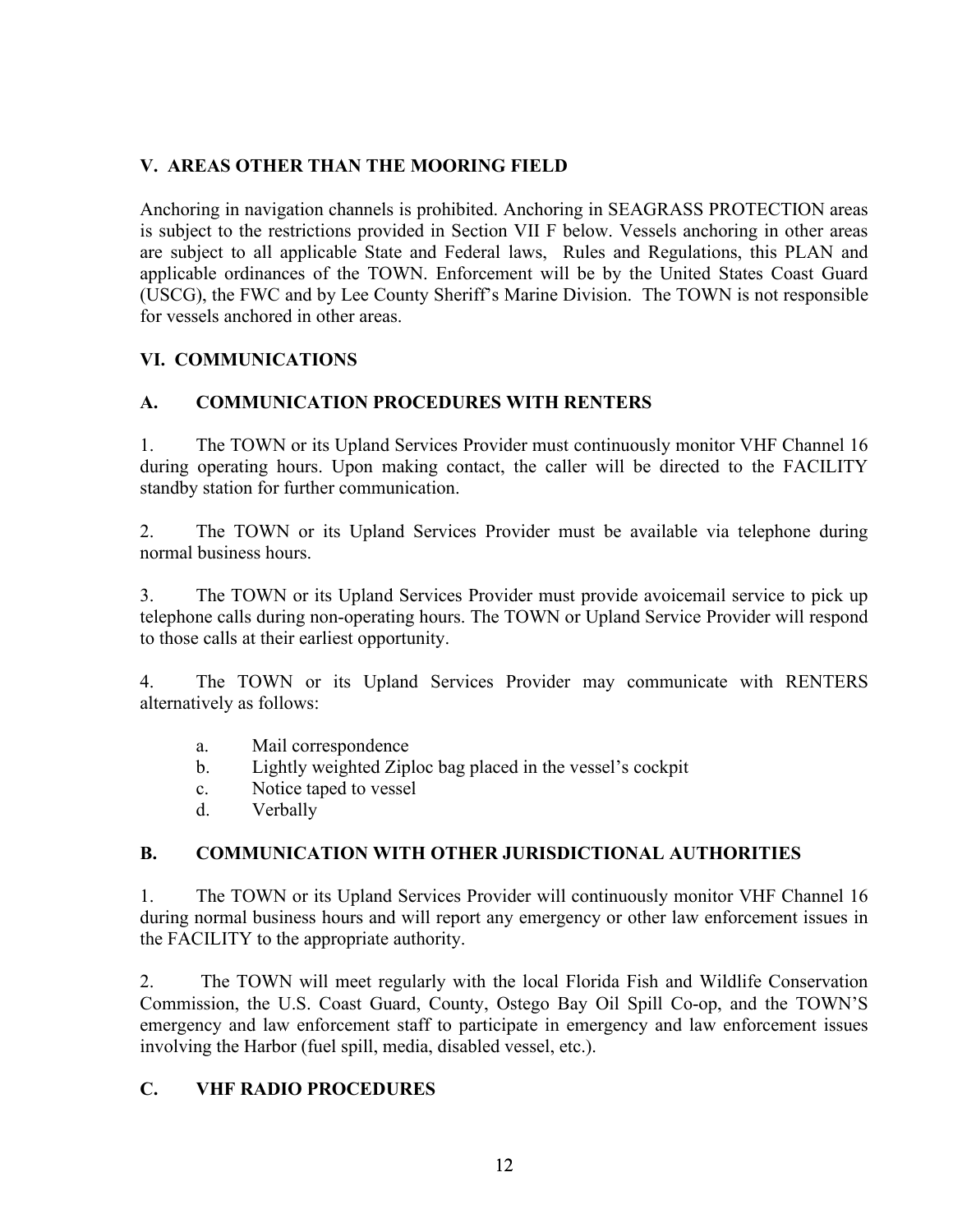## V. AREAS OTHER THAN THE MOORING FIELD

Anchoring in navigation channels is prohibited. Anchoring in SEAGRASS PROTECTION areas is subject to the restrictions provided in Section VII F below. Vessels anchoring in other areas are subject to all applicable State and Federal laws, Rules and Regulations, this PLAN and applicable ordinances of the TOWN. Enforcement will be by the United States Coast Guard (USCG), the FWC and by Lee County Sheriff's Marine Division. The TOWN is not responsible for vessels anchored in other areas.

## VI. COMMUNICATIONS

### A. COMMUNICATION PROCEDURES WITH RENTERS

1. The TOWN or its Upland Services Provider must continuously monitor VHF Channel 16 during operating hours. Upon making contact, the caller will be directed to the FACILITY standby station for further communication.

2. The TOWN or its Upland Services Provider must be available via telephone during normal business hours.

3. The TOWN or its Upland Services Provider must provide avoicemail service to pick up telephone calls during non-operating hours. The TOWN or Upland Service Provider will respond to those calls at their earliest opportunity.

4. The TOWN or its Upland Services Provider may communicate with RENTERS alternatively as follows:

   a. Mail correspondence
   b. Lightly weighted Ziploc bag placed in the vessel's cockpit
   c. Notice taped to vessel
   d. Verbally

### B. COMMUNICATION WITH OTHER JURISDICTIONAL AUTHORITIES

1. The TOWN or its Upland Services Provider will continuously monitor VHF Channel 16 during normal business hours and will report any emergency or other law enforcement issues in the FACILITY to the appropriate authority.

2. The TOWN will meet regularly with the local Florida Fish and Wildlife Conservation Commission, the U.S. Coast Guard, County, Ostego Bay Oil Spill Co-op, and the TOWN'S emergency and law enforcement staff to participate in emergency and law enforcement issues involving the Harbor (fuel spill, media, disabled vessel, etc.).

### C. VHF RADIO PROCEDURES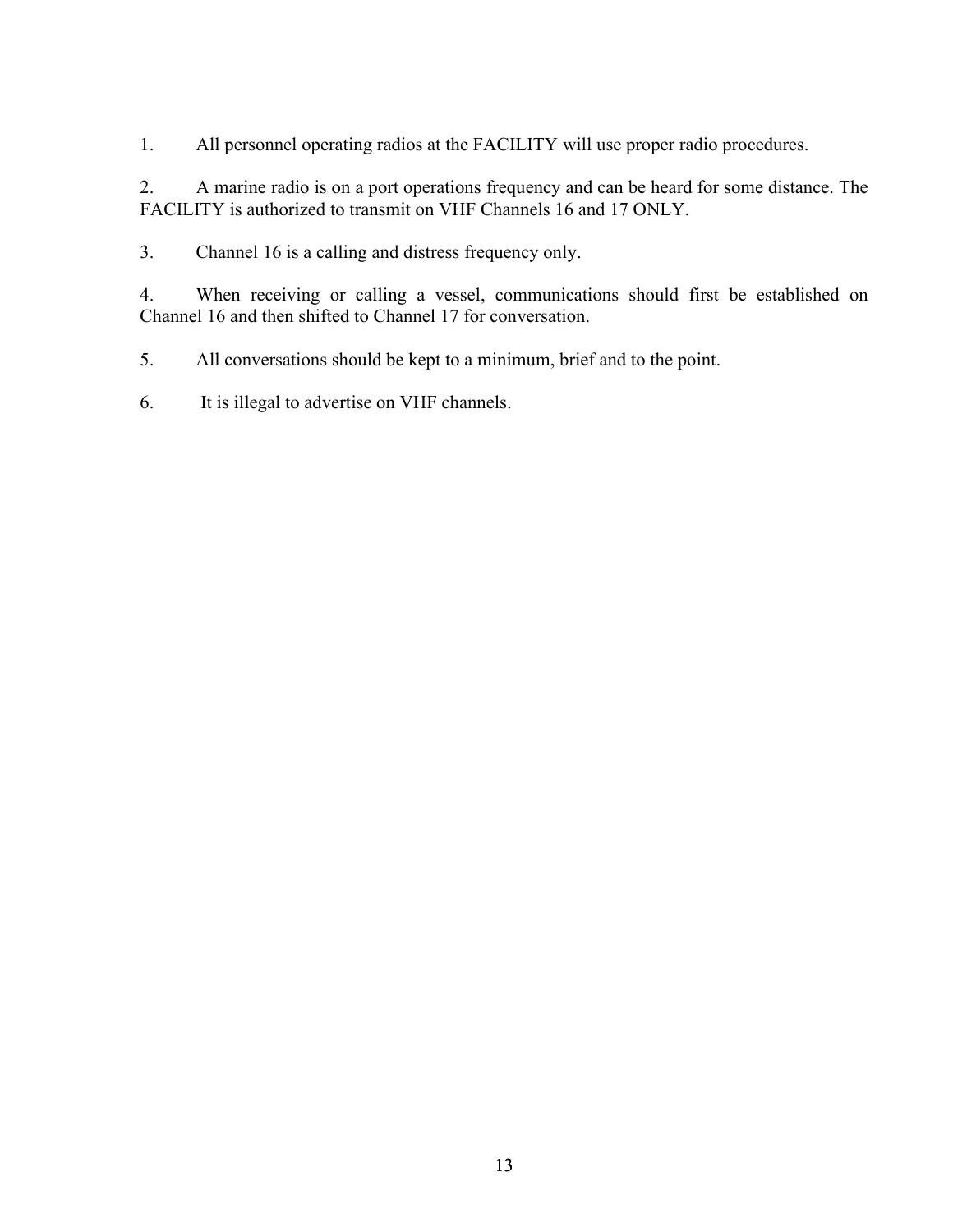1. All personnel operating radios at the FACILITY will use proper radio procedures.

2. A marine radio is on a port operations frequency and can be heard for some distance. The FACILITY is authorized to transmit on VHF Channels 16 and 17 ONLY.

3. Channel 16 is a calling and distress frequency only.

4. When receiving or calling a vessel, communications should first be established on Channel 16 and then shifted to Channel 17 for conversation.

5. All conversations should be kept to a minimum, brief and to the point.

6. It is illegal to advertise on VHF channels.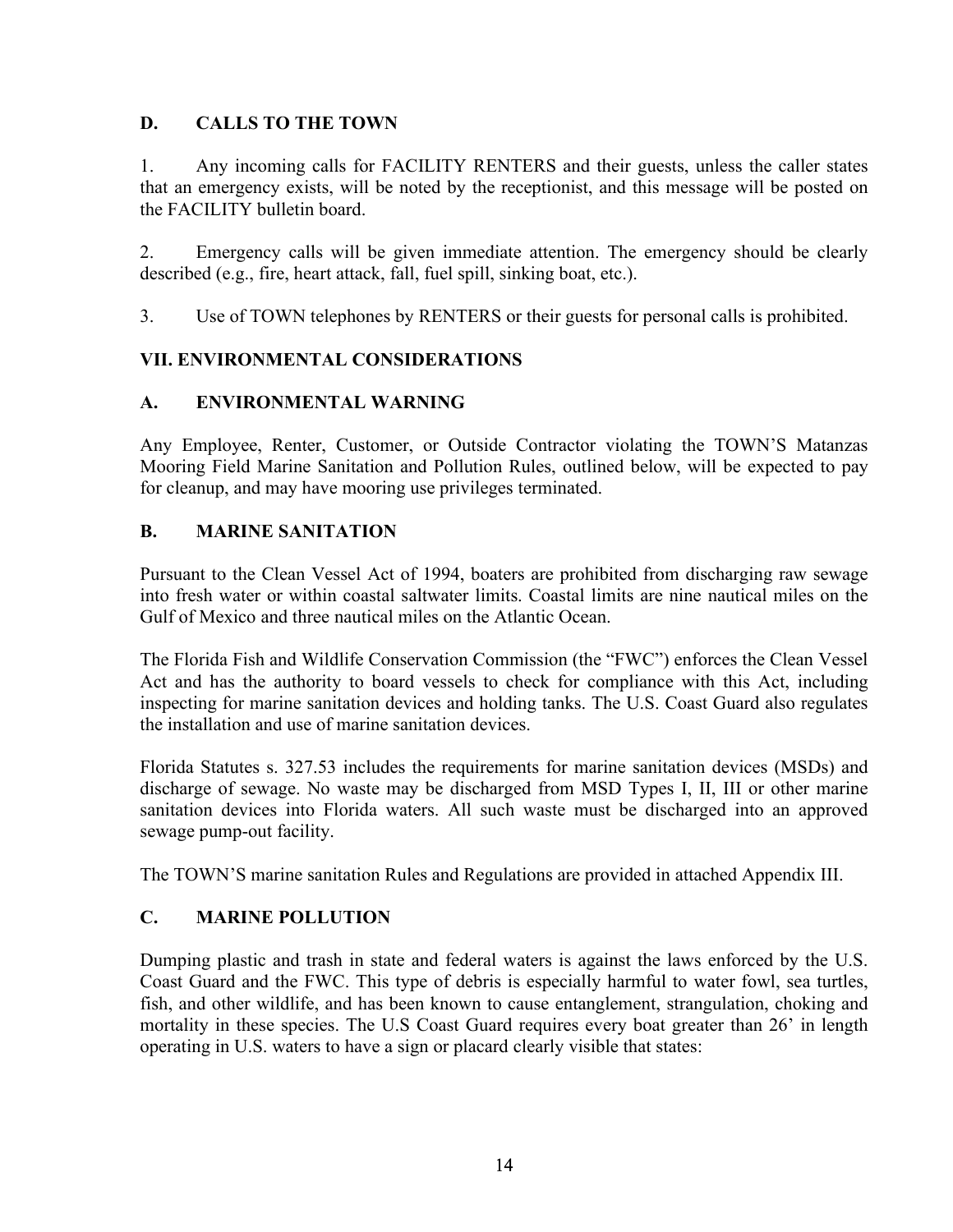### D. CALLS TO THE TOWN

1. Any incoming calls for FACILITY RENTERS and their guests, unless the caller states that an emergency exists, will be noted by the receptionist, and this message will be posted on the FACILITY bulletin board.

2. Emergency calls will be given immediate attention. The emergency should be clearly described (e.g., fire, heart attack, fall, fuel spill, sinking boat, etc.).

3. Use of TOWN telephones by RENTERS or their guests for personal calls is prohibited.

## VII. ENVIRONMENTAL CONSIDERATIONS

### A. ENVIRONMENTAL WARNING

Any Employee, Renter, Customer, or Outside Contractor violating the TOWN'S Matanzas Mooring Field Marine Sanitation and Pollution Rules, outlined below, will be expected to pay for cleanup, and may have mooring use privileges terminated.

### B. MARINE SANITATION

Pursuant to the Clean Vessel Act of 1994, boaters are prohibited from discharging raw sewage into fresh water or within coastal saltwater limits. Coastal limits are nine nautical miles on the Gulf of Mexico and three nautical miles on the Atlantic Ocean.

The Florida Fish and Wildlife Conservation Commission (the "FWC") enforces the Clean Vessel Act and has the authority to board vessels to check for compliance with this Act, including inspecting for marine sanitation devices and holding tanks. The U.S. Coast Guard also regulates the installation and use of marine sanitation devices.

Florida Statutes s. 327.53 includes the requirements for marine sanitation devices (MSDs) and discharge of sewage. No waste may be discharged from MSD Types I, II, III or other marine sanitation devices into Florida waters. All such waste must be discharged into an approved sewage pump-out facility.

The TOWN'S marine sanitation Rules and Regulations are provided in attached Appendix III.

### C. MARINE POLLUTION

Dumping plastic and trash in state and federal waters is against the laws enforced by the U.S. Coast Guard and the FWC. This type of debris is especially harmful to water fowl, sea turtles, fish, and other wildlife, and has been known to cause entanglement, strangulation, choking and mortality in these species. The U.S Coast Guard requires every boat greater than 26' in length operating in U.S. waters to have a sign or placard clearly visible that states: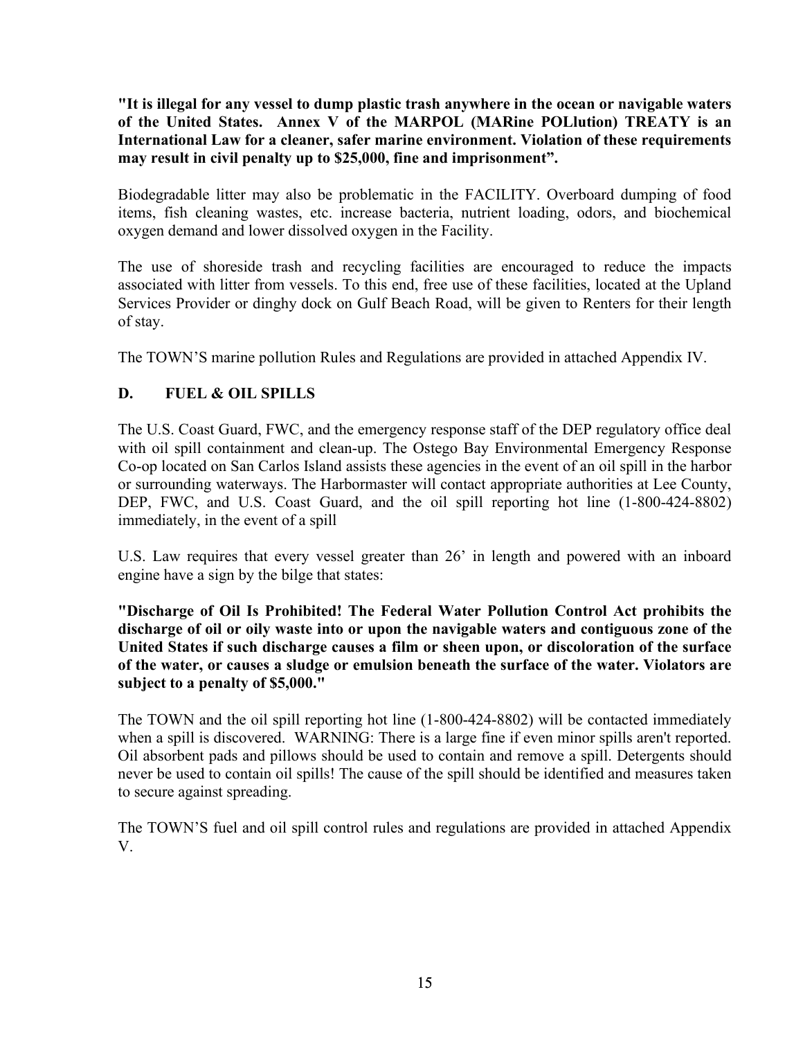**"It is illegal for any vessel to dump plastic trash anywhere in the ocean or navigable waters of the United States. Annex V of the MARPOL (MARine POLlution) TREATY is an International Law for a cleaner, safer marine environment. Violation of these requirements may result in civil penalty up to $25,000, fine and imprisonment".**

Biodegradable litter may also be problematic in the FACILITY. Overboard dumping of food items, fish cleaning wastes, etc. increase bacteria, nutrient loading, odors, and biochemical oxygen demand and lower dissolved oxygen in the Facility.

The use of shoreside trash and recycling facilities are encouraged to reduce the impacts associated with litter from vessels. To this end, free use of these facilities, located at the Upland Services Provider or dinghy dock on Gulf Beach Road, will be given to Renters for their length of stay.

The TOWN'S marine pollution Rules and Regulations are provided in attached Appendix IV.

## D. FUEL & OIL SPILLS

The U.S. Coast Guard, FWC, and the emergency response staff of the DEP regulatory office deal with oil spill containment and clean-up. The Ostego Bay Environmental Emergency Response Co-op located on San Carlos Island assists these agencies in the event of an oil spill in the harbor or surrounding waterways. The Harbormaster will contact appropriate authorities at Lee County, DEP, FWC, and U.S. Coast Guard, and the oil spill reporting hot line (1-800-424-8802) immediately, in the event of a spill

U.S. Law requires that every vessel greater than 26' in length and powered with an inboard engine have a sign by the bilge that states:

**"Discharge of Oil Is Prohibited! The Federal Water Pollution Control Act prohibits the discharge of oil or oily waste into or upon the navigable waters and contiguous zone of the United States if such discharge causes a film or sheen upon, or discoloration of the surface of the water, or causes a sludge or emulsion beneath the surface of the water. Violators are subject to a penalty of $5,000."**

The TOWN and the oil spill reporting hot line (1-800-424-8802) will be contacted immediately when a spill is discovered. WARNING: There is a large fine if even minor spills aren't reported. Oil absorbent pads and pillows should be used to contain and remove a spill. Detergents should never be used to contain oil spills! The cause of the spill should be identified and measures taken to secure against spreading.

The TOWN'S fuel and oil spill control rules and regulations are provided in attached Appendix V.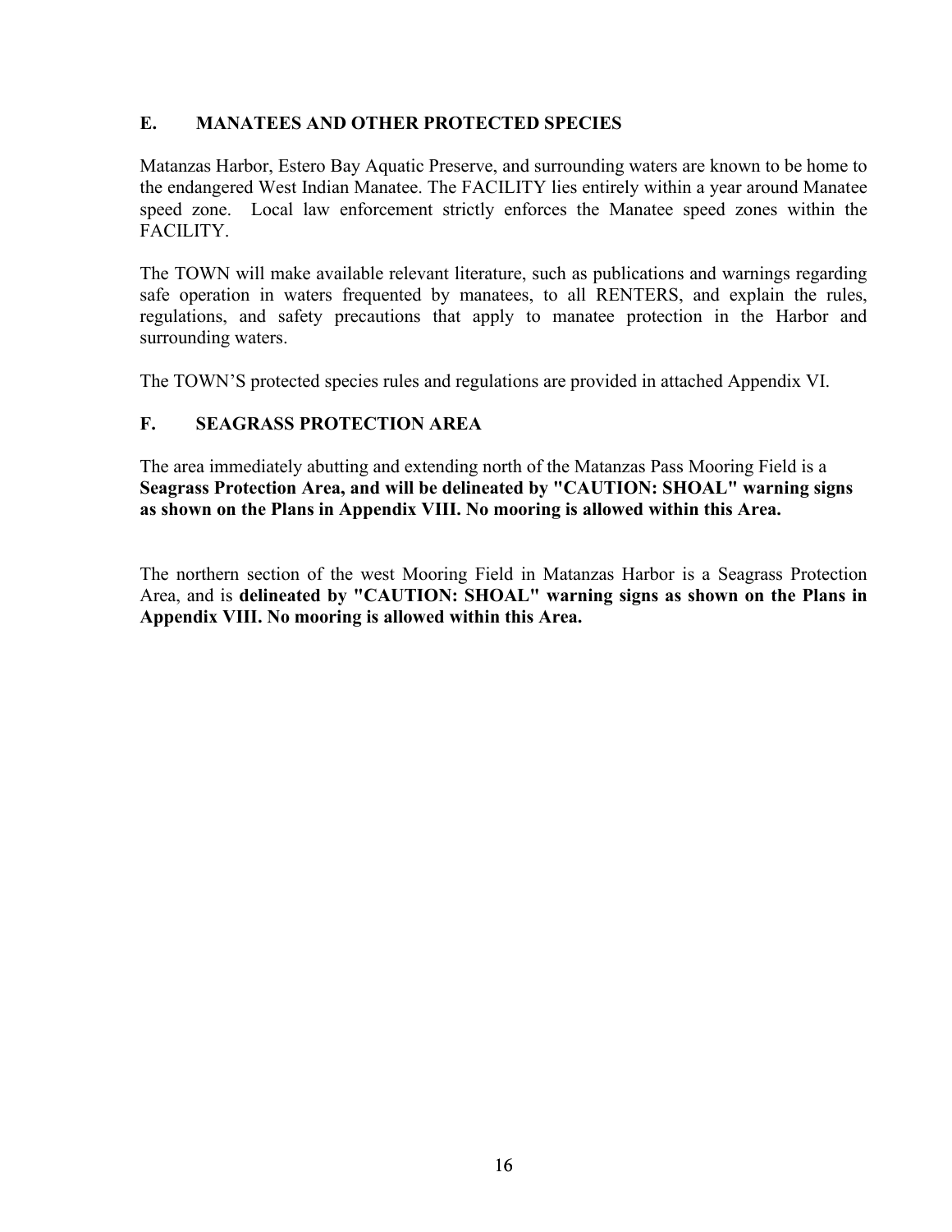## E. MANATEES AND OTHER PROTECTED SPECIES

Matanzas Harbor, Estero Bay Aquatic Preserve, and surrounding waters are known to be home to the endangered West Indian Manatee. The FACILITY lies entirely within a year around Manatee speed zone. Local law enforcement strictly enforces the Manatee speed zones within the FACILITY.

The TOWN will make available relevant literature, such as publications and warnings regarding safe operation in waters frequented by manatees, to all RENTERS, and explain the rules, regulations, and safety precautions that apply to manatee protection in the Harbor and surrounding waters.

The TOWN'S protected species rules and regulations are provided in attached Appendix VI.

## F. SEAGRASS PROTECTION AREA

The area immediately abutting and extending north of the Matanzas Pass Mooring Field is a **Seagrass Protection Area, and will be delineated by "CAUTION: SHOAL" warning signs as shown on the Plans in Appendix VIII. No mooring is allowed within this Area.**

The northern section of the west Mooring Field in Matanzas Harbor is a Seagrass Protection Area, and is **delineated by "CAUTION: SHOAL" warning signs as shown on the Plans in Appendix VIII. No mooring is allowed within this Area.**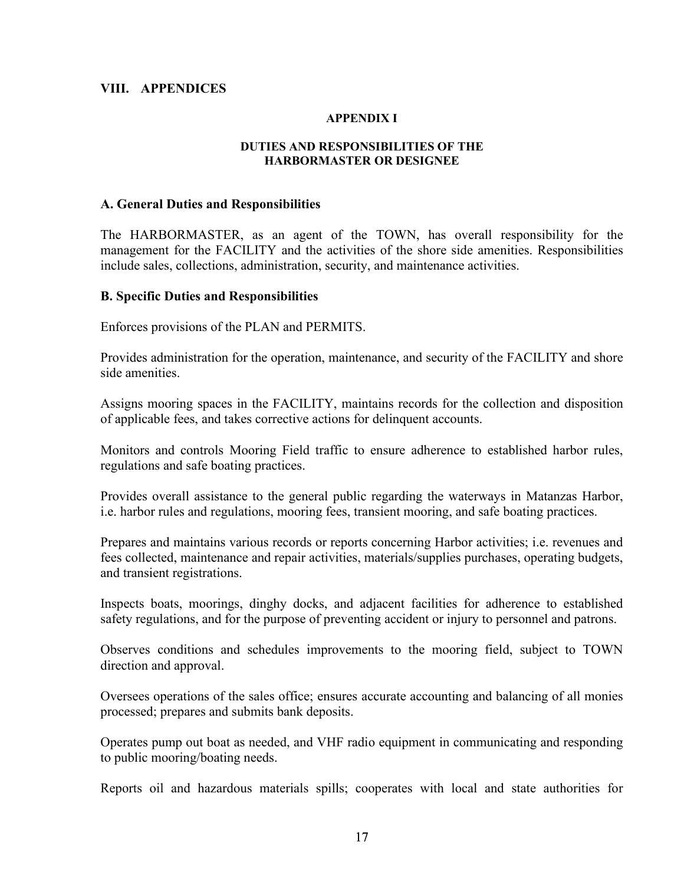## VIII. APPENDICES

### APPENDIX I

### DUTIES AND RESPONSIBILITIES OF THE HARBORMASTER OR DESIGNEE

**A. General Duties and Responsibilities**

The HARBORMASTER, as an agent of the TOWN, has overall responsibility for the management for the FACILITY and the activities of the shore side amenities. Responsibilities include sales, collections, administration, security, and maintenance activities.

**B. Specific Duties and Responsibilities**

Enforces provisions of the PLAN and PERMITS.

Provides administration for the operation, maintenance, and security of the FACILITY and shore side amenities.

Assigns mooring spaces in the FACILITY, maintains records for the collection and disposition of applicable fees, and takes corrective actions for delinquent accounts.

Monitors and controls Mooring Field traffic to ensure adherence to established harbor rules, regulations and safe boating practices.

Provides overall assistance to the general public regarding the waterways in Matanzas Harbor, i.e. harbor rules and regulations, mooring fees, transient mooring, and safe boating practices.

Prepares and maintains various records or reports concerning Harbor activities; i.e. revenues and fees collected, maintenance and repair activities, materials/supplies purchases, operating budgets, and transient registrations.

Inspects boats, moorings, dinghy docks, and adjacent facilities for adherence to established safety regulations, and for the purpose of preventing accident or injury to personnel and patrons.

Observes conditions and schedules improvements to the mooring field, subject to TOWN direction and approval.

Oversees operations of the sales office; ensures accurate accounting and balancing of all monies processed; prepares and submits bank deposits.

Operates pump out boat as needed, and VHF radio equipment in communicating and responding to public mooring/boating needs.

Reports oil and hazardous materials spills; cooperates with local and state authorities for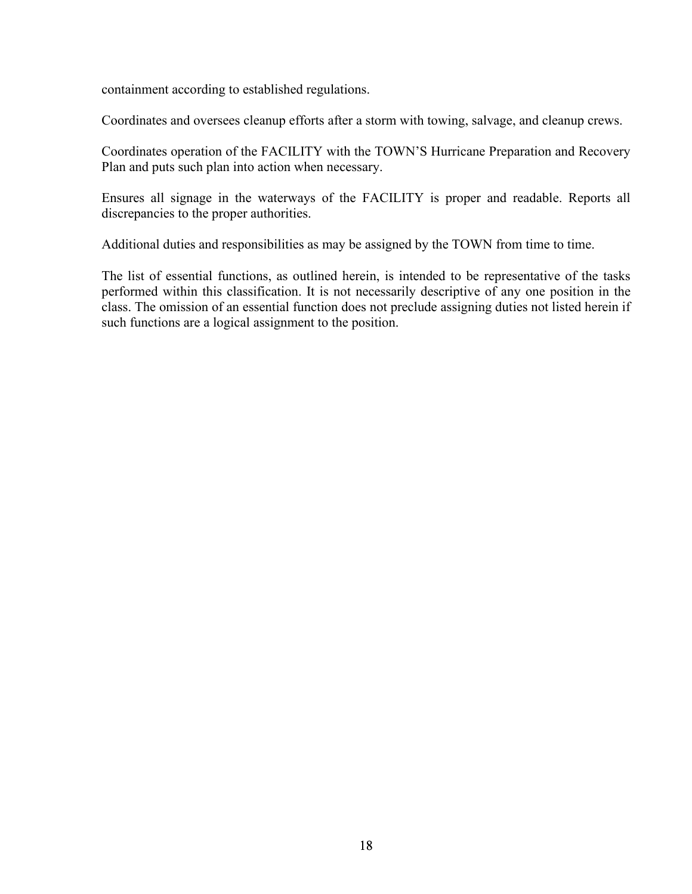containment according to established regulations.

Coordinates and oversees cleanup efforts after a storm with towing, salvage, and cleanup crews.

Coordinates operation of the FACILITY with the TOWN'S Hurricane Preparation and Recovery Plan and puts such plan into action when necessary.

Ensures all signage in the waterways of the FACILITY is proper and readable. Reports all discrepancies to the proper authorities.

Additional duties and responsibilities as may be assigned by the TOWN from time to time.

The list of essential functions, as outlined herein, is intended to be representative of the tasks performed within this classification. It is not necessarily descriptive of any one position in the class. The omission of an essential function does not preclude assigning duties not listed herein if such functions are a logical assignment to the position.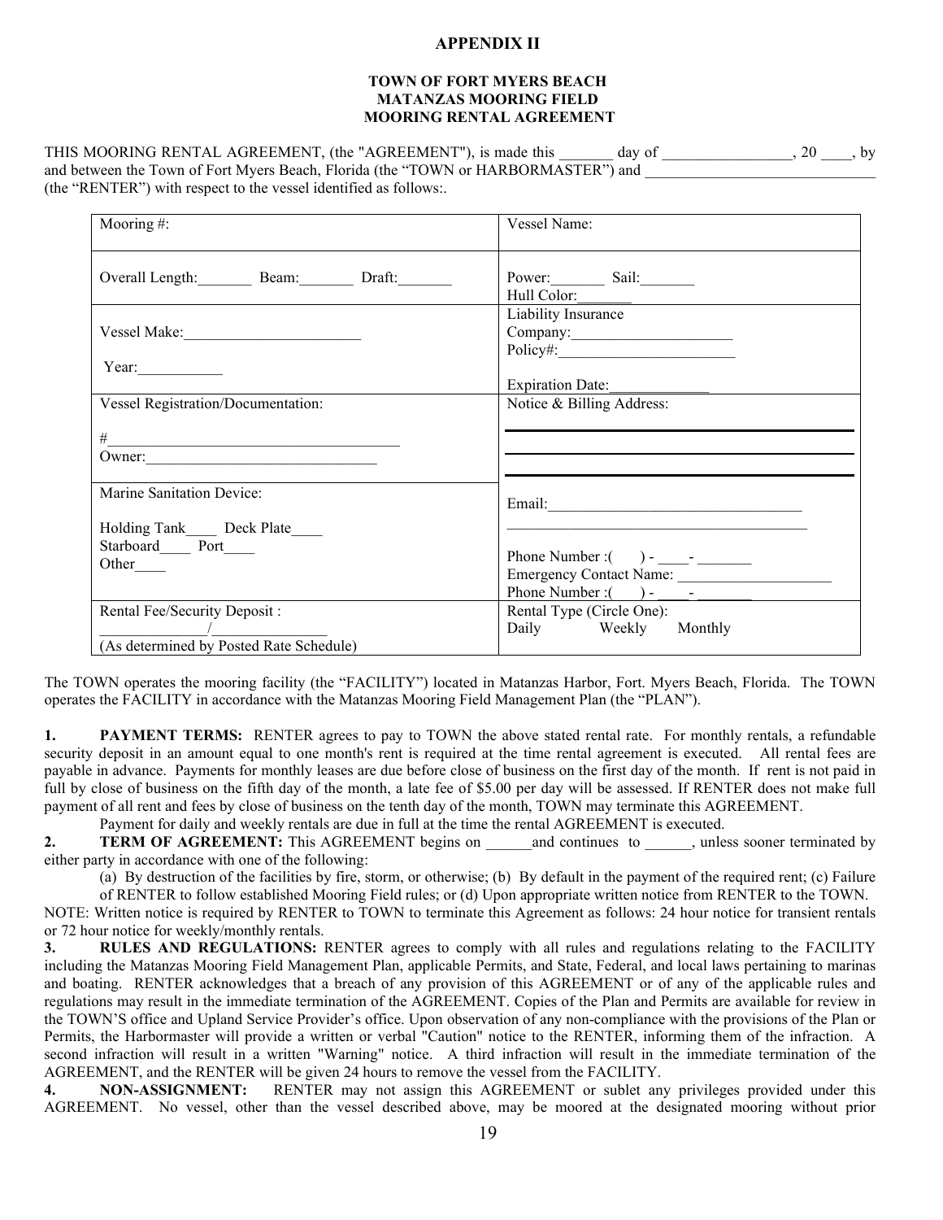## APPENDIX II

### TOWN OF FORT MYERS BEACH
### MATANZAS MOORING FIELD
### MOORING RENTAL AGREEMENT

THIS MOORING RENTAL AGREEMENT, (the "AGREEMENT"), is made this _______ day of _________________, 20 ____, by and between the Town of Fort Myers Beach, Florida (the "TOWN or HARBORMASTER") and ______________________________ (the "RENTER") with respect to the vessel identified as follows:.

| Mooring #: | Vessel Name: |
|---|---|
| Overall Length:_______ Beam:_______ Draft:_______ | Power:_______ Sail:_______<br>Hull Color:_______ |
| Vessel Make:______________________<br><br>Year:__________ | Liability Insurance<br>Company:_____________________<br>Policy#:_______________________<br><br>Expiration Date:_____________ |
| Vessel Registration/Documentation:<br><br>#_____________________________________<br>Owner:_____________________________ | Notice & Billing Address:<br>_______________________________<br>_______________________________<br>_______________________________ |
| Marine Sanitation Device:<br><br>Holding Tank____ Deck Plate____<br>Starboard____ Port____<br>Other____ | Email:_________________________________<br>_______________________________________<br><br>Phone Number :(     ) - ____- _______<br>Emergency Contact Name: ___________________<br>Phone Number :(     ) - ____- _______ |
| Rental Fee/Security Deposit :<br>______________/_______________<br>(As determined by Posted Rate Schedule) | Rental Type (Circle One):<br>Daily     Weekly     Monthly |

The TOWN operates the mooring facility (the "FACILITY") located in Matanzas Harbor, Fort. Myers Beach, Florida. The TOWN operates the FACILITY in accordance with the Matanzas Mooring Field Management Plan (the "PLAN").

**1. PAYMENT TERMS:** RENTER agrees to pay to TOWN the above stated rental rate. For monthly rentals, a refundable security deposit in an amount equal to one month's rent is required at the time rental agreement is executed. All rental fees are payable in advance. Payments for monthly leases are due before close of business on the first day of the month. If rent is not paid in full by close of business on the fifth day of the month, a late fee of $5.00 per day will be assessed. If RENTER does not make full payment of all rent and fees by close of business on the tenth day of the month, TOWN may terminate this AGREEMENT.

Payment for daily and weekly rentals are due in full at the time the rental AGREEMENT is executed.

**2. TERM OF AGREEMENT:** This AGREEMENT begins on ______and continues to ______, unless sooner terminated by either party in accordance with one of the following:

(a) By destruction of the facilities by fire, storm, or otherwise; (b) By default in the payment of the required rent; (c) Failure of RENTER to follow established Mooring Field rules; or (d) Upon appropriate written notice from RENTER to the TOWN.

NOTE: Written notice is required by RENTER to TOWN to terminate this Agreement as follows: 24 hour notice for transient rentals or 72 hour notice for weekly/monthly rentals.

**3. RULES AND REGULATIONS:** RENTER agrees to comply with all rules and regulations relating to the FACILITY including the Matanzas Mooring Field Management Plan, applicable Permits, and State, Federal, and local laws pertaining to marinas and boating. RENTER acknowledges that a breach of any provision of this AGREEMENT or of any of the applicable rules and regulations may result in the immediate termination of the AGREEMENT. Copies of the Plan and Permits are available for review in the TOWN'S office and Upland Service Provider's office. Upon observation of any non-compliance with the provisions of the Plan or Permits, the Harbormaster will provide a written or verbal "Caution" notice to the RENTER, informing them of the infraction. A second infraction will result in a written "Warning" notice. A third infraction will result in the immediate termination of the AGREEMENT, and the RENTER will be given 24 hours to remove the vessel from the FACILITY.

**4. NON-ASSIGNMENT:** RENTER may not assign this AGREEMENT or sublet any privileges provided under this AGREEMENT. No vessel, other than the vessel described above, may be moored at the designated mooring without prior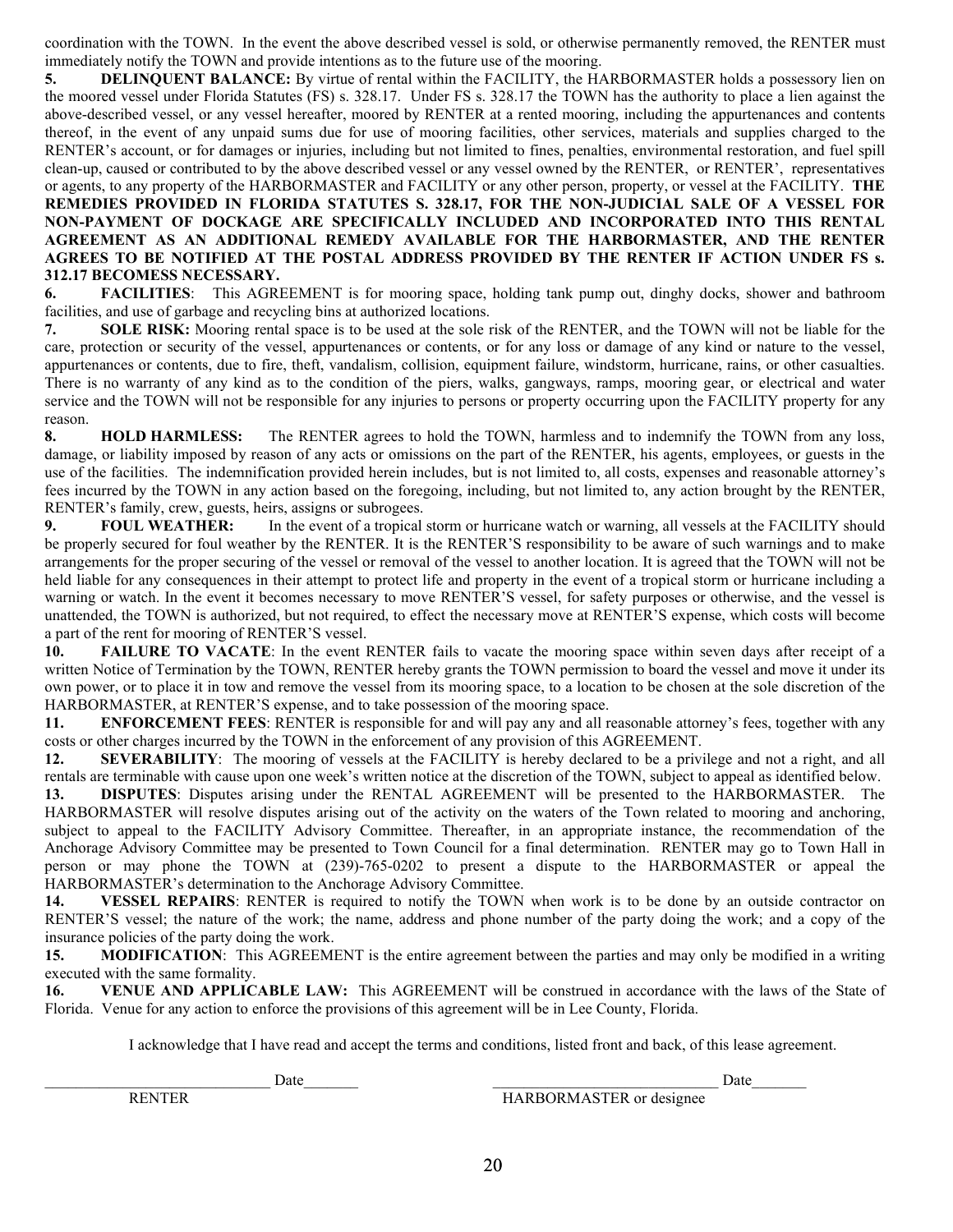coordination with the TOWN. In the event the above described vessel is sold, or otherwise permanently removed, the RENTER must immediately notify the TOWN and provide intentions as to the future use of the mooring.

**5. DELINQUENT BALANCE:** By virtue of rental within the FACILITY, the HARBORMASTER holds a possessory lien on the moored vessel under Florida Statutes (FS) s. 328.17. Under FS s. 328.17 the TOWN has the authority to place a lien against the above-described vessel, or any vessel hereafter, moored by RENTER at a rented mooring, including the appurtenances and contents thereof, in the event of any unpaid sums due for use of mooring facilities, other services, materials and supplies charged to the RENTER's account, or for damages or injuries, including but not limited to fines, penalties, environmental restoration, and fuel spill clean-up, caused or contributed to by the above described vessel or any vessel owned by the RENTER, or RENTER', representatives or agents, to any property of the HARBORMASTER and FACILITY or any other person, property, or vessel at the FACILITY. **THE REMEDIES PROVIDED IN FLORIDA STATUTES S. 328.17, FOR THE NON-JUDICIAL SALE OF A VESSEL FOR NON-PAYMENT OF DOCKAGE ARE SPECIFICALLY INCLUDED AND INCORPORATED INTO THIS RENTAL AGREEMENT AS AN ADDITIONAL REMEDY AVAILABLE FOR THE HARBORMASTER, AND THE RENTER AGREES TO BE NOTIFIED AT THE POSTAL ADDRESS PROVIDED BY THE RENTER IF ACTION UNDER FS s. 312.17 BECOMESS NECESSARY.**

**6. FACILITIES**: This AGREEMENT is for mooring space, holding tank pump out, dinghy docks, shower and bathroom facilities, and use of garbage and recycling bins at authorized locations.

**7. SOLE RISK:** Mooring rental space is to be used at the sole risk of the RENTER, and the TOWN will not be liable for the care, protection or security of the vessel, appurtenances or contents, or for any loss or damage of any kind or nature to the vessel, appurtenances or contents, due to fire, theft, vandalism, collision, equipment failure, windstorm, hurricane, rains, or other casualties. There is no warranty of any kind as to the condition of the piers, walks, gangways, ramps, mooring gear, or electrical and water service and the TOWN will not be responsible for any injuries to persons or property occurring upon the FACILITY property for any reason.

**8. HOLD HARMLESS:** The RENTER agrees to hold the TOWN, harmless and to indemnify the TOWN from any loss, damage, or liability imposed by reason of any acts or omissions on the part of the RENTER, his agents, employees, or guests in the use of the facilities. The indemnification provided herein includes, but is not limited to, all costs, expenses and reasonable attorney's fees incurred by the TOWN in any action based on the foregoing, including, but not limited to, any action brought by the RENTER, RENTER's family, crew, guests, heirs, assigns or subrogees.

**9. FOUL WEATHER:** In the event of a tropical storm or hurricane watch or warning, all vessels at the FACILITY should be properly secured for foul weather by the RENTER. It is the RENTER'S responsibility to be aware of such warnings and to make arrangements for the proper securing of the vessel or removal of the vessel to another location. It is agreed that the TOWN will not be held liable for any consequences in their attempt to protect life and property in the event of a tropical storm or hurricane including a warning or watch. In the event it becomes necessary to move RENTER'S vessel, for safety purposes or otherwise, and the vessel is unattended, the TOWN is authorized, but not required, to effect the necessary move at RENTER'S expense, which costs will become a part of the rent for mooring of RENTER'S vessel.

**10. FAILURE TO VACATE**: In the event RENTER fails to vacate the mooring space within seven days after receipt of a written Notice of Termination by the TOWN, RENTER hereby grants the TOWN permission to board the vessel and move it under its own power, or to place it in tow and remove the vessel from its mooring space, to a location to be chosen at the sole discretion of the HARBORMASTER, at RENTER'S expense, and to take possession of the mooring space.

**11. ENFORCEMENT FEES**: RENTER is responsible for and will pay any and all reasonable attorney's fees, together with any costs or other charges incurred by the TOWN in the enforcement of any provision of this AGREEMENT.

**12. SEVERABILITY**: The mooring of vessels at the FACILITY is hereby declared to be a privilege and not a right, and all rentals are terminable with cause upon one week's written notice at the discretion of the TOWN, subject to appeal as identified below.

**13. DISPUTES**: Disputes arising under the RENTAL AGREEMENT will be presented to the HARBORMASTER. The HARBORMASTER will resolve disputes arising out of the activity on the waters of the Town related to mooring and anchoring, subject to appeal to the FACILITY Advisory Committee. Thereafter, in an appropriate instance, the recommendation of the Anchorage Advisory Committee may be presented to Town Council for a final determination. RENTER may go to Town Hall in person or may phone the TOWN at (239)-765-0202 to present a dispute to the HARBORMASTER or appeal the HARBORMASTER's determination to the Anchorage Advisory Committee.

**14. VESSEL REPAIRS**: RENTER is required to notify the TOWN when work is to be done by an outside contractor on RENTER'S vessel; the nature of the work; the name, address and phone number of the party doing the work; and a copy of the insurance policies of the party doing the work.

**15. MODIFICATION**: This AGREEMENT is the entire agreement between the parties and may only be modified in a writing executed with the same formality.

**16. VENUE AND APPLICABLE LAW:** This AGREEMENT will be construed in accordance with the laws of the State of Florida. Venue for any action to enforce the provisions of this agreement will be in Lee County, Florida.

I acknowledge that I have read and accept the terms and conditions, listed front and back, of this lease agreement.

_____________________________ Date_______ _____________________________ Date_______

RENTER HARBORMASTER or designee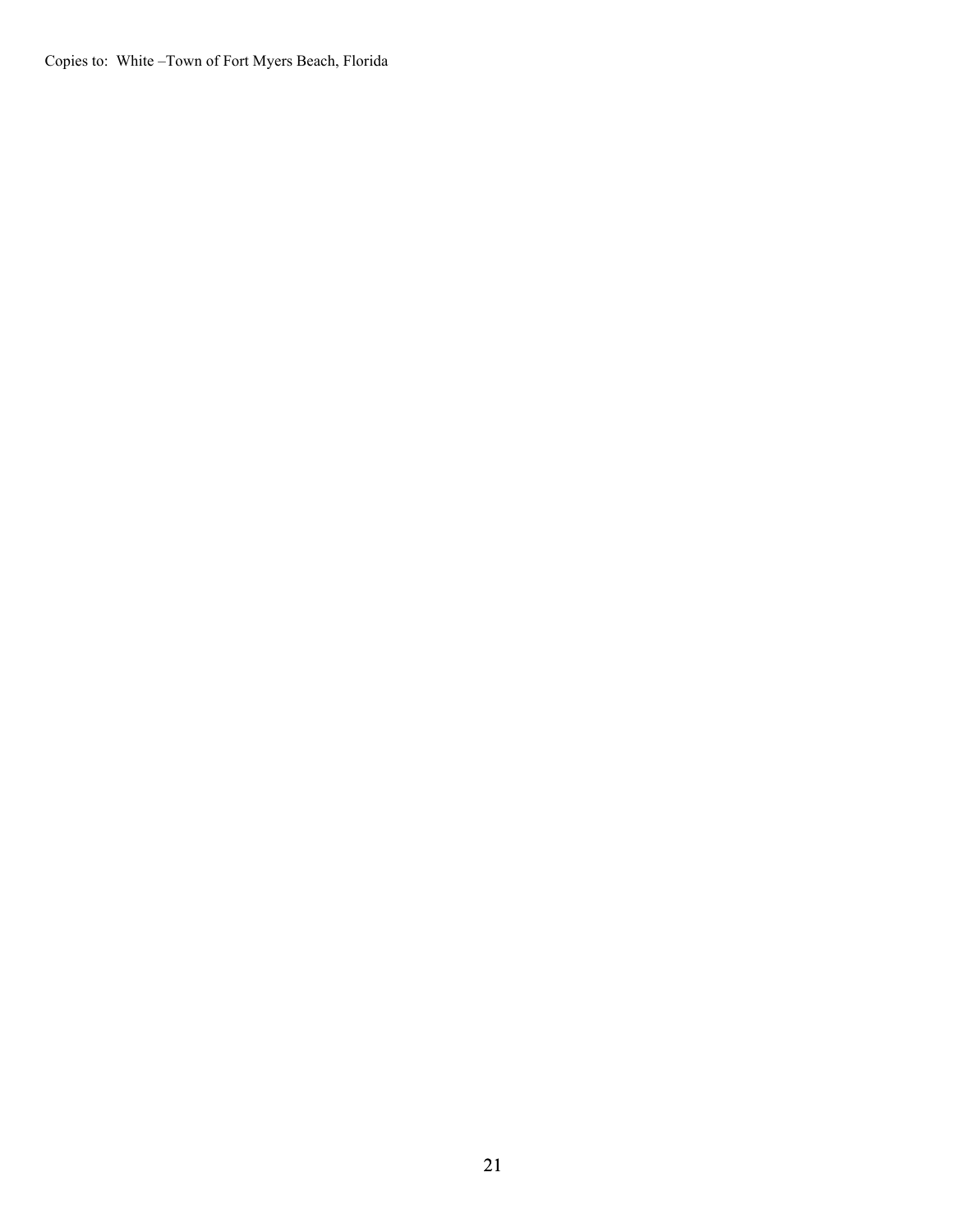Copies to: White –Town of Fort Myers Beach, Florida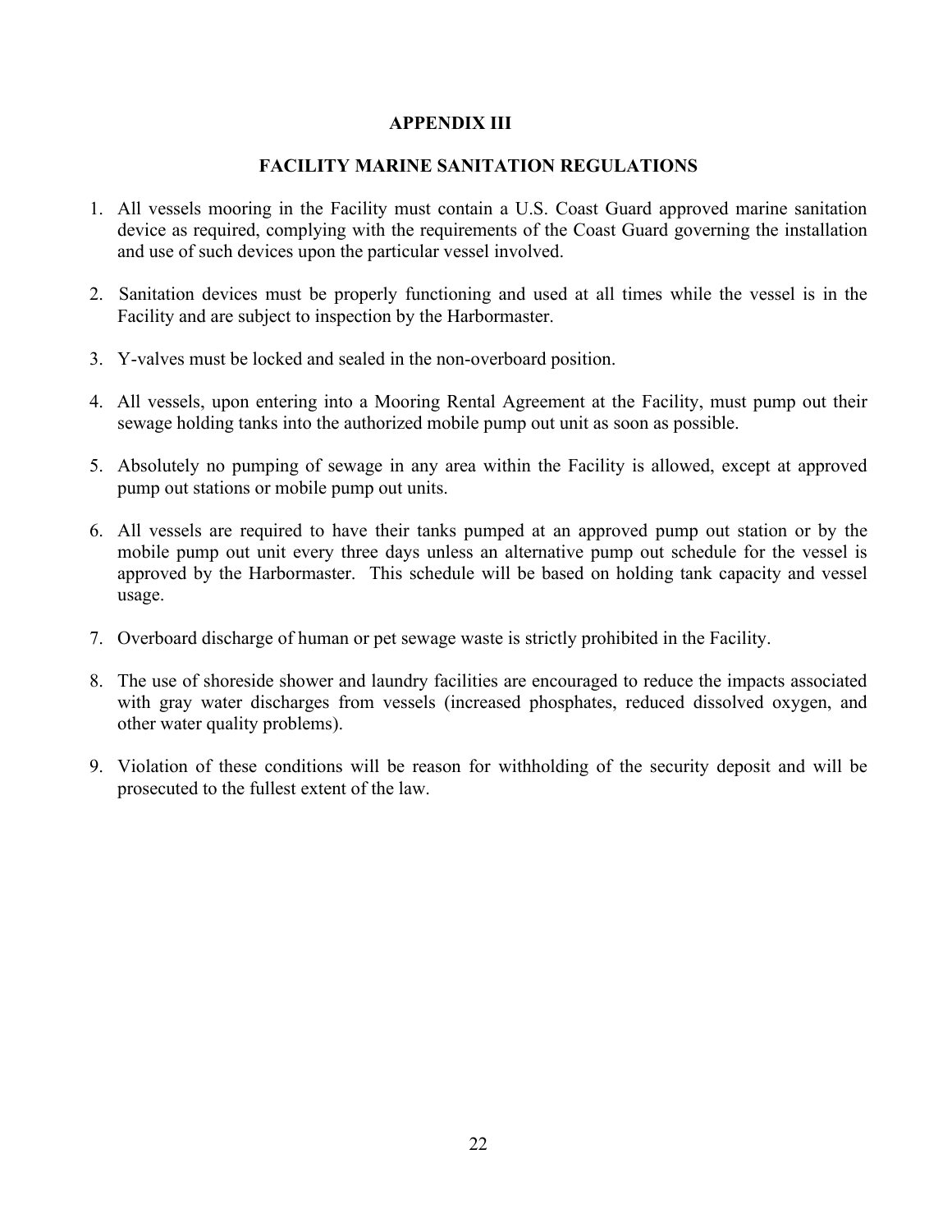# APPENDIX III

## FACILITY MARINE SANITATION REGULATIONS

1. All vessels mooring in the Facility must contain a U.S. Coast Guard approved marine sanitation device as required, complying with the requirements of the Coast Guard governing the installation and use of such devices upon the particular vessel involved.

2. Sanitation devices must be properly functioning and used at all times while the vessel is in the Facility and are subject to inspection by the Harbormaster.

3. Y-valves must be locked and sealed in the non-overboard position.

4. All vessels, upon entering into a Mooring Rental Agreement at the Facility, must pump out their sewage holding tanks into the authorized mobile pump out unit as soon as possible.

5. Absolutely no pumping of sewage in any area within the Facility is allowed, except at approved pump out stations or mobile pump out units.

6. All vessels are required to have their tanks pumped at an approved pump out station or by the mobile pump out unit every three days unless an alternative pump out schedule for the vessel is approved by the Harbormaster. This schedule will be based on holding tank capacity and vessel usage.

7. Overboard discharge of human or pet sewage waste is strictly prohibited in the Facility.

8. The use of shoreside shower and laundry facilities are encouraged to reduce the impacts associated with gray water discharges from vessels (increased phosphates, reduced dissolved oxygen, and other water quality problems).

9. Violation of these conditions will be reason for withholding of the security deposit and will be prosecuted to the fullest extent of the law.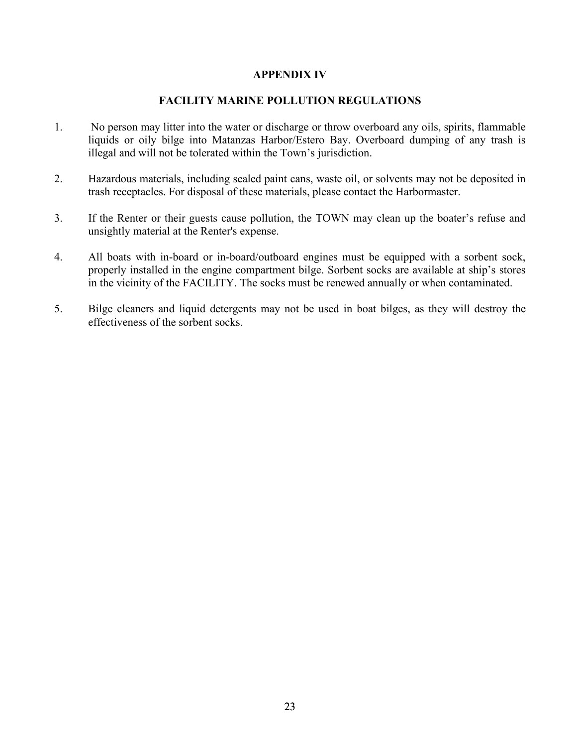# APPENDIX IV

## FACILITY MARINE POLLUTION REGULATIONS

1. No person may litter into the water or discharge or throw overboard any oils, spirits, flammable liquids or oily bilge into Matanzas Harbor/Estero Bay. Overboard dumping of any trash is illegal and will not be tolerated within the Town's jurisdiction.

2. Hazardous materials, including sealed paint cans, waste oil, or solvents may not be deposited in trash receptacles. For disposal of these materials, please contact the Harbormaster.

3. If the Renter or their guests cause pollution, the TOWN may clean up the boater's refuse and unsightly material at the Renter's expense.

4. All boats with in-board or in-board/outboard engines must be equipped with a sorbent sock, properly installed in the engine compartment bilge. Sorbent socks are available at ship's stores in the vicinity of the FACILITY. The socks must be renewed annually or when contaminated.

5. Bilge cleaners and liquid detergents may not be used in boat bilges, as they will destroy the effectiveness of the sorbent socks.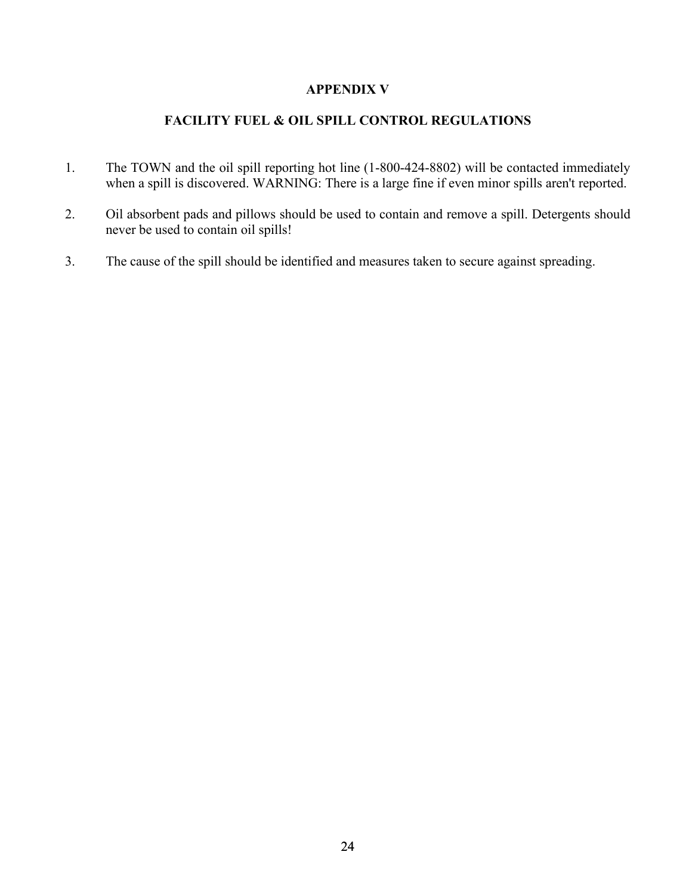# APPENDIX V

## FACILITY FUEL & OIL SPILL CONTROL REGULATIONS

1. The TOWN and the oil spill reporting hot line (1-800-424-8802) will be contacted immediately when a spill is discovered. WARNING: There is a large fine if even minor spills aren't reported.

2. Oil absorbent pads and pillows should be used to contain and remove a spill. Detergents should never be used to contain oil spills!

3. The cause of the spill should be identified and measures taken to secure against spreading.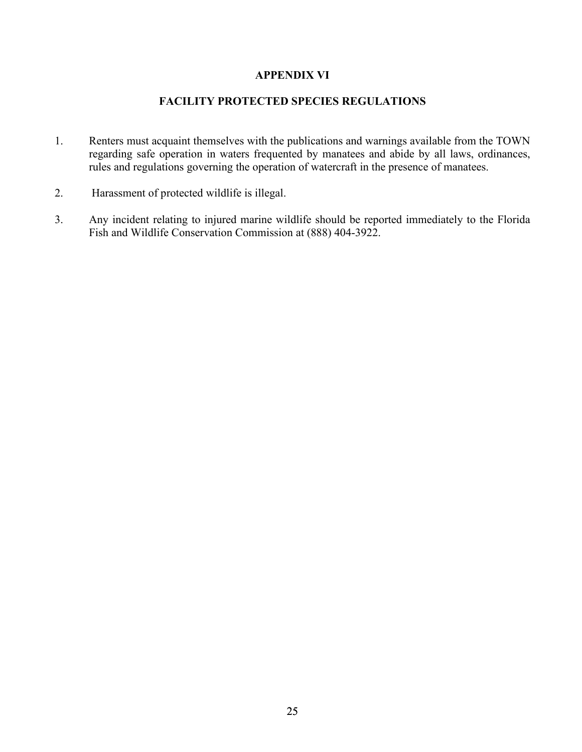# APPENDIX VI

## FACILITY PROTECTED SPECIES REGULATIONS

1. Renters must acquaint themselves with the publications and warnings available from the TOWN regarding safe operation in waters frequented by manatees and abide by all laws, ordinances, rules and regulations governing the operation of watercraft in the presence of manatees.

2. Harassment of protected wildlife is illegal.

3. Any incident relating to injured marine wildlife should be reported immediately to the Florida Fish and Wildlife Conservation Commission at (888) 404-3922.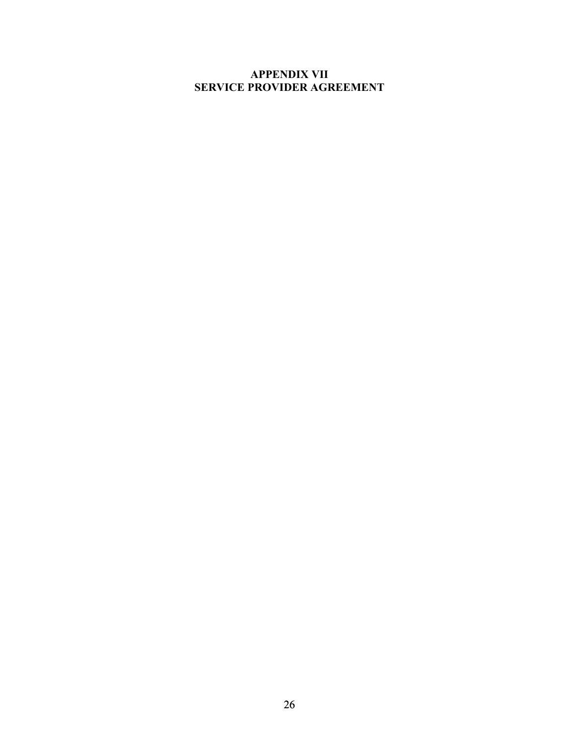# APPENDIX VII
# SERVICE PROVIDER AGREEMENT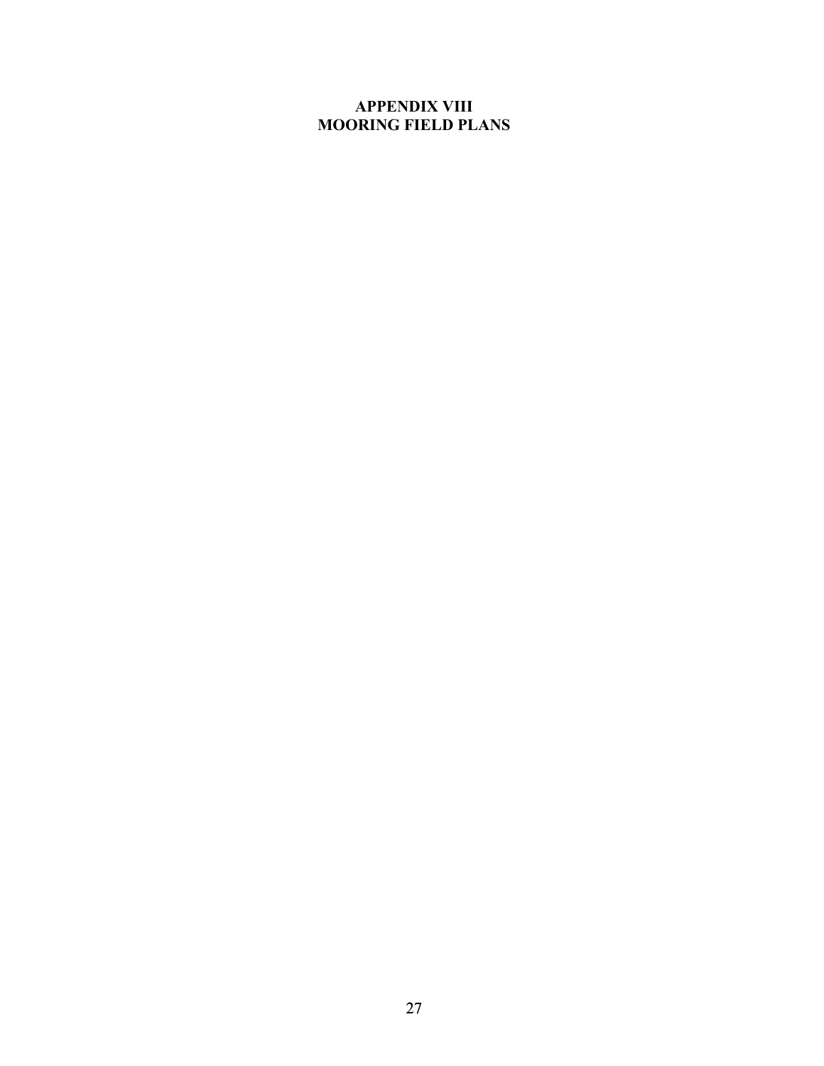# APPENDIX VIII
# MOORING FIELD PLANS